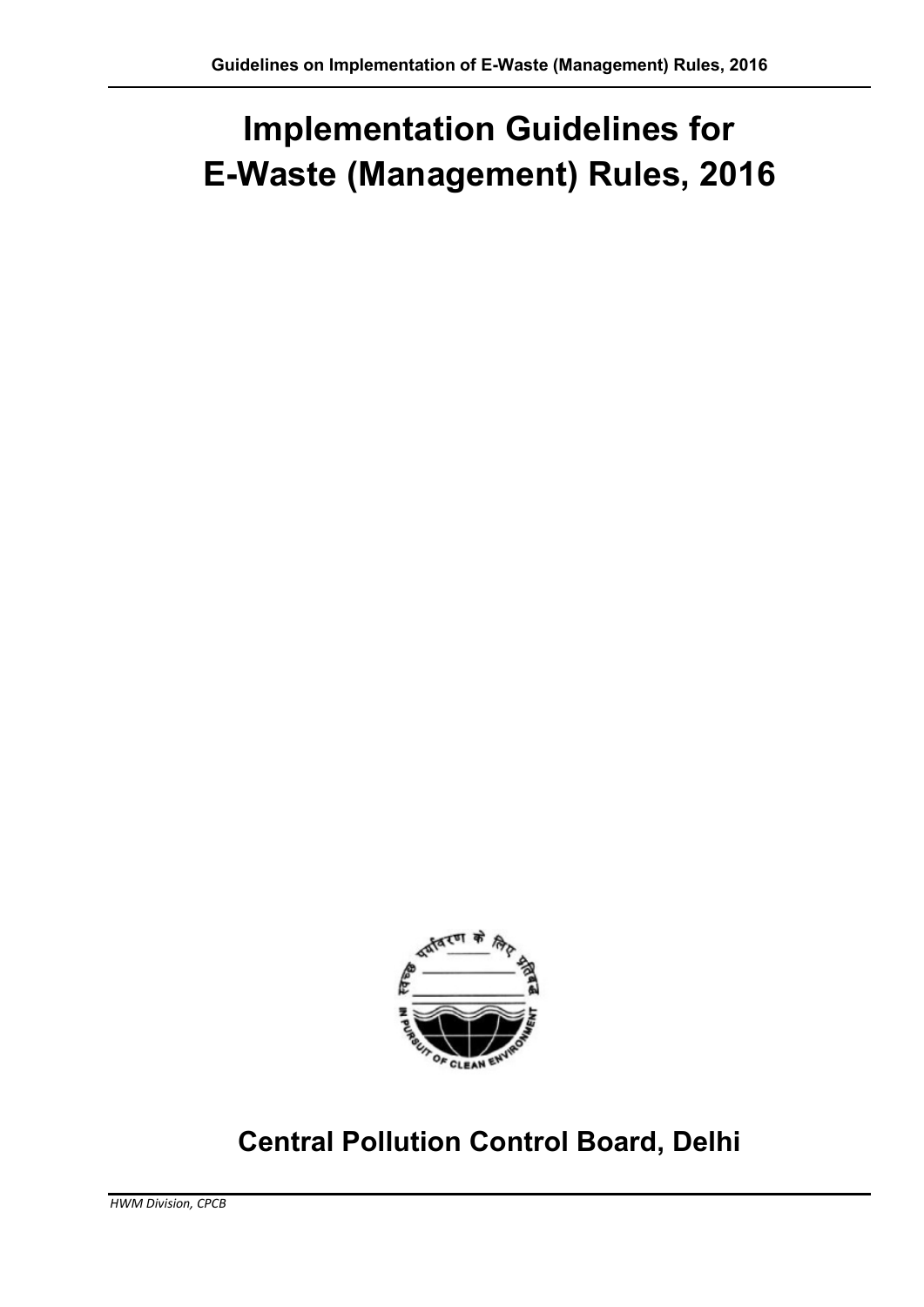# Implementation Guidelines for E-Waste (Management) Rules, 2016

## Central Pollution Control Board, Delhi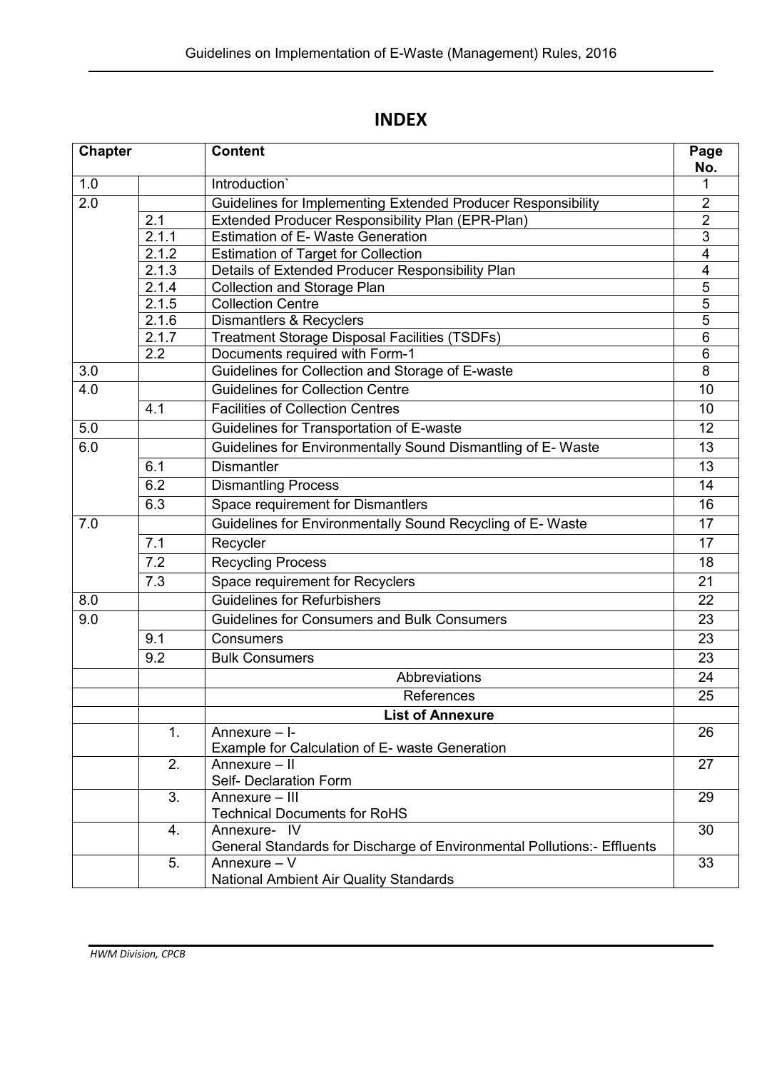# INDEX

| Chapter | | Content | Page No. |
|---|---|---|---|
| 1.0 | | Introduction` | 1 |
| 2.0 | | Guidelines for Implementing Extended Producer Responsibility | 2 |
| | 2.1 | Extended Producer Responsibility Plan (EPR-Plan) | 2 |
| | 2.1.1 | Estimation of E- Waste Generation | 3 |
| | 2.1.2 | Estimation of Target for Collection | 4 |
| | 2.1.3 | Details of Extended Producer Responsibility Plan | 4 |
| | 2.1.4 | Collection and Storage Plan | 5 |
| | 2.1.5 | Collection Centre | 5 |
| | 2.1.6 | Dismantlers & Recyclers | 5 |
| | 2.1.7 | Treatment Storage Disposal Facilities (TSDFs) | 6 |
| | 2.2 | Documents required with Form-1 | 6 |
| 3.0 | | Guidelines for Collection and Storage of E-waste | 8 |
| 4.0 | | Guidelines for Collection Centre | 10 |
| | 4.1 | Facilities of Collection Centres | 10 |
| 5.0 | | Guidelines for Transportation of E-waste | 12 |
| 6.0 | | Guidelines for Environmentally Sound Dismantling of E- Waste | 13 |
| | 6.1 | Dismantler | 13 |
| | 6.2 | Dismantling Process | 14 |
| | 6.3 | Space requirement for Dismantlers | 16 |
| 7.0 | | Guidelines for Environmentally Sound Recycling of E- Waste | 17 |
| | 7.1 | Recycler | 17 |
| | 7.2 | Recycling Process | 18 |
| | 7.3 | Space requirement for Recyclers | 21 |
| 8.0 | | Guidelines for Refurbishers | 22 |
| 9.0 | | Guidelines for Consumers and Bulk Consumers | 23 |
| | 9.1 | Consumers | 23 |
| | 9.2 | Bulk Consumers | 23 |
| | | Abbreviations | 24 |
| | | References | 25 |
| | | **List of Annexure** | |
| | 1. | Annexure – I- Example for Calculation of E- waste Generation | 26 |
| | 2. | Annexure – II Self- Declaration Form | 27 |
| | 3. | Annexure – III Technical Documents for RoHS | 29 |
| | 4. | Annexure- IV General Standards for Discharge of Environmental Pollutions:- Effluents | 30 |
| | 5. | Annexure – V National Ambient Air Quality Standards | 33 |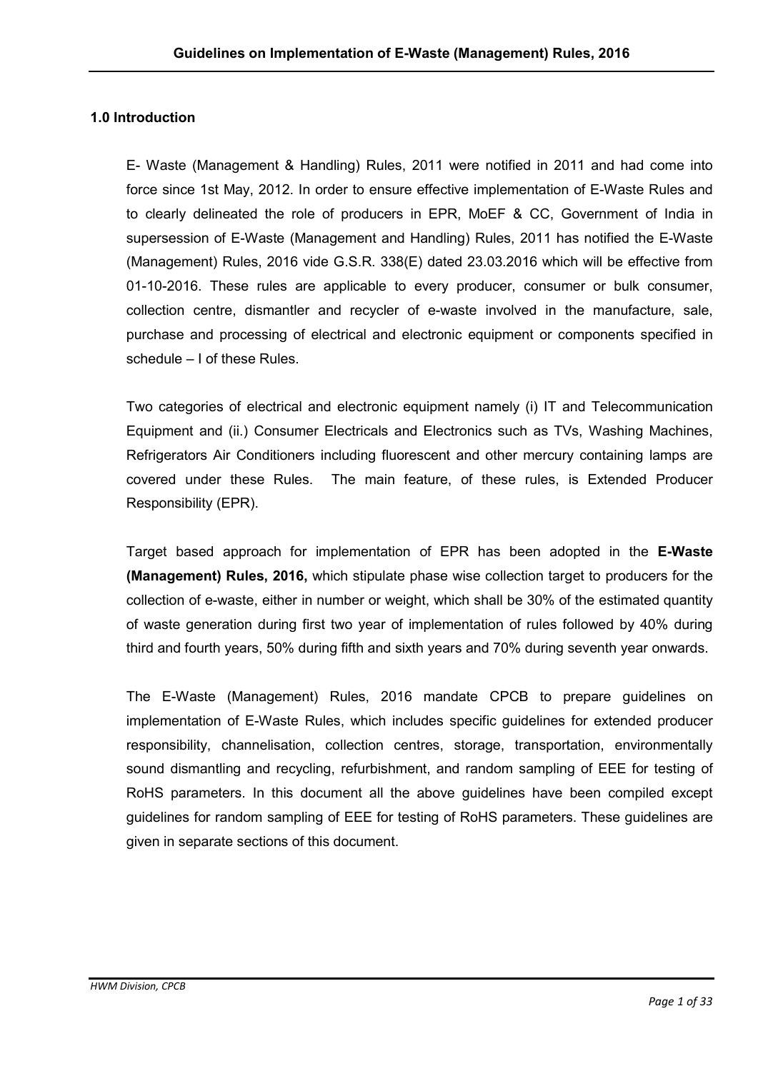## 1.0 Introduction

E- Waste (Management & Handling) Rules, 2011 were notified in 2011 and had come into force since 1st May, 2012. In order to ensure effective implementation of E-Waste Rules and to clearly delineated the role of producers in EPR, MoEF & CC, Government of India in supersession of E-Waste (Management and Handling) Rules, 2011 has notified the E-Waste (Management) Rules, 2016 vide G.S.R. 338(E) dated 23.03.2016 which will be effective from 01-10-2016. These rules are applicable to every producer, consumer or bulk consumer, collection centre, dismantler and recycler of e-waste involved in the manufacture, sale, purchase and processing of electrical and electronic equipment or components specified in schedule – I of these Rules.

Two categories of electrical and electronic equipment namely (i) IT and Telecommunication Equipment and (ii.) Consumer Electricals and Electronics such as TVs, Washing Machines, Refrigerators Air Conditioners including fluorescent and other mercury containing lamps are covered under these Rules. The main feature, of these rules, is Extended Producer Responsibility (EPR).

Target based approach for implementation of EPR has been adopted in the **E-Waste (Management) Rules, 2016,** which stipulate phase wise collection target to producers for the collection of e-waste, either in number or weight, which shall be 30% of the estimated quantity of waste generation during first two year of implementation of rules followed by 40% during third and fourth years, 50% during fifth and sixth years and 70% during seventh year onwards.

The E-Waste (Management) Rules, 2016 mandate CPCB to prepare guidelines on implementation of E-Waste Rules, which includes specific guidelines for extended producer responsibility, channelisation, collection centres, storage, transportation, environmentally sound dismantling and recycling, refurbishment, and random sampling of EEE for testing of RoHS parameters. In this document all the above guidelines have been compiled except guidelines for random sampling of EEE for testing of RoHS parameters. These guidelines are given in separate sections of this document.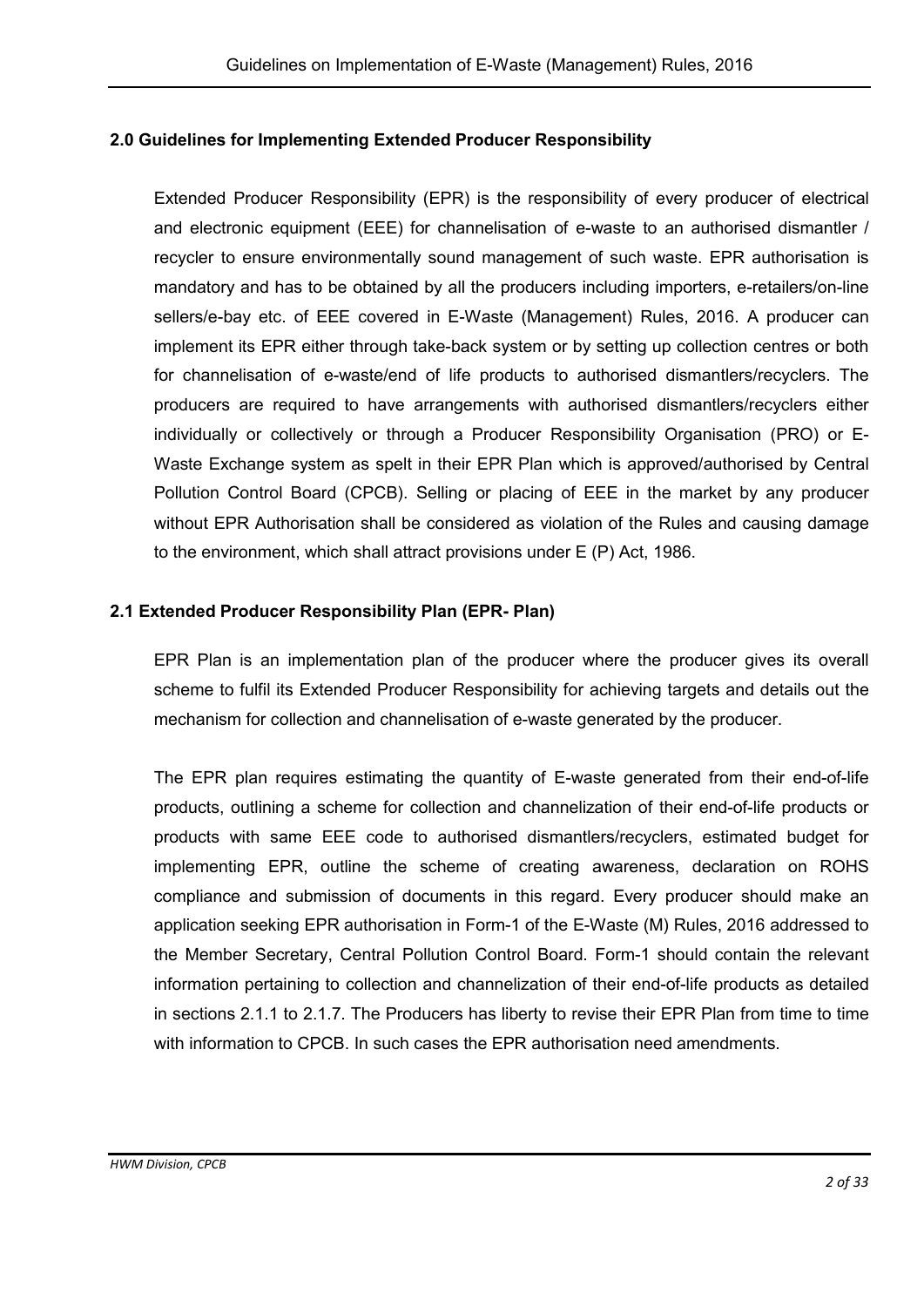## 2.0 Guidelines for Implementing Extended Producer Responsibility

Extended Producer Responsibility (EPR) is the responsibility of every producer of electrical and electronic equipment (EEE) for channelisation of e-waste to an authorised dismantler / recycler to ensure environmentally sound management of such waste. EPR authorisation is mandatory and has to be obtained by all the producers including importers, e-retailers/on-line sellers/e-bay etc. of EEE covered in E-Waste (Management) Rules, 2016. A producer can implement its EPR either through take-back system or by setting up collection centres or both for channelisation of e-waste/end of life products to authorised dismantlers/recyclers. The producers are required to have arrangements with authorised dismantlers/recyclers either individually or collectively or through a Producer Responsibility Organisation (PRO) or E-Waste Exchange system as spelt in their EPR Plan which is approved/authorised by Central Pollution Control Board (CPCB). Selling or placing of EEE in the market by any producer without EPR Authorisation shall be considered as violation of the Rules and causing damage to the environment, which shall attract provisions under E (P) Act, 1986.

### 2.1 Extended Producer Responsibility Plan (EPR- Plan)

EPR Plan is an implementation plan of the producer where the producer gives its overall scheme to fulfil its Extended Producer Responsibility for achieving targets and details out the mechanism for collection and channelisation of e-waste generated by the producer.

The EPR plan requires estimating the quantity of E-waste generated from their end-of-life products, outlining a scheme for collection and channelization of their end-of-life products or products with same EEE code to authorised dismantlers/recyclers, estimated budget for implementing EPR, outline the scheme of creating awareness, declaration on ROHS compliance and submission of documents in this regard. Every producer should make an application seeking EPR authorisation in Form-1 of the E-Waste (M) Rules, 2016 addressed to the Member Secretary, Central Pollution Control Board. Form-1 should contain the relevant information pertaining to collection and channelization of their end-of-life products as detailed in sections 2.1.1 to 2.1.7. The Producers has liberty to revise their EPR Plan from time to time with information to CPCB. In such cases the EPR authorisation need amendments.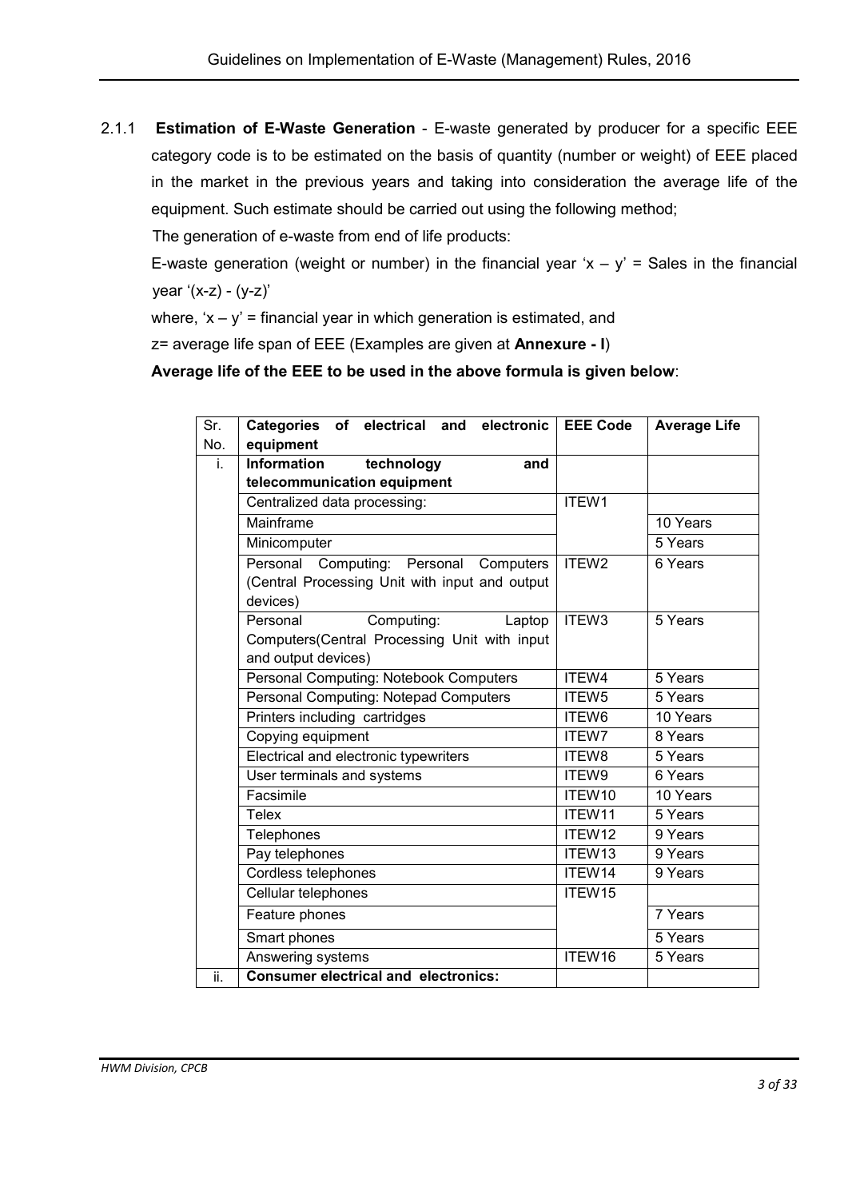2.1.1 **Estimation of E-Waste Generation** - E-waste generated by producer for a specific EEE category code is to be estimated on the basis of quantity (number or weight) of EEE placed in the market in the previous years and taking into consideration the average life of the equipment. Such estimate should be carried out using the following method;

The generation of e-waste from end of life products:

E-waste generation (weight or number) in the financial year '$x - y$' = Sales in the financial year '$(x-z) - (y-z)$'

where, '$x - y$' = financial year in which generation is estimated, and

z= average life span of EEE (Examples are given at **Annexure - I**)

**Average life of the EEE to be used in the above formula is given below**:

| Sr. No. | Categories of electrical and electronic equipment | EEE Code | Average Life |
|---|---|---|---|
| i. | **Information technology and telecommunication equipment** | | |
| | Centralized data processing: | ITEW1 | |
| | Mainframe | | 10 Years |
| | Minicomputer | | 5 Years |
| | Personal Computing: Personal Computers (Central Processing Unit with input and output devices) | ITEW2 | 6 Years |
| | Personal Computing: Laptop Computers(Central Processing Unit with input and output devices) | ITEW3 | 5 Years |
| | Personal Computing: Notebook Computers | ITEW4 | 5 Years |
| | Personal Computing: Notepad Computers | ITEW5 | 5 Years |
| | Printers including cartridges | ITEW6 | 10 Years |
| | Copying equipment | ITEW7 | 8 Years |
| | Electrical and electronic typewriters | ITEW8 | 5 Years |
| | User terminals and systems | ITEW9 | 6 Years |
| | Facsimile | ITEW10 | 10 Years |
| | Telex | ITEW11 | 5 Years |
| | Telephones | ITEW12 | 9 Years |
| | Pay telephones | ITEW13 | 9 Years |
| | Cordless telephones | ITEW14 | 9 Years |
| | Cellular telephones | ITEW15 | |
| | Feature phones | | 7 Years |
| | Smart phones | | 5 Years |
| | Answering systems | ITEW16 | 5 Years |
| ii. | **Consumer electrical and electronics:** | | |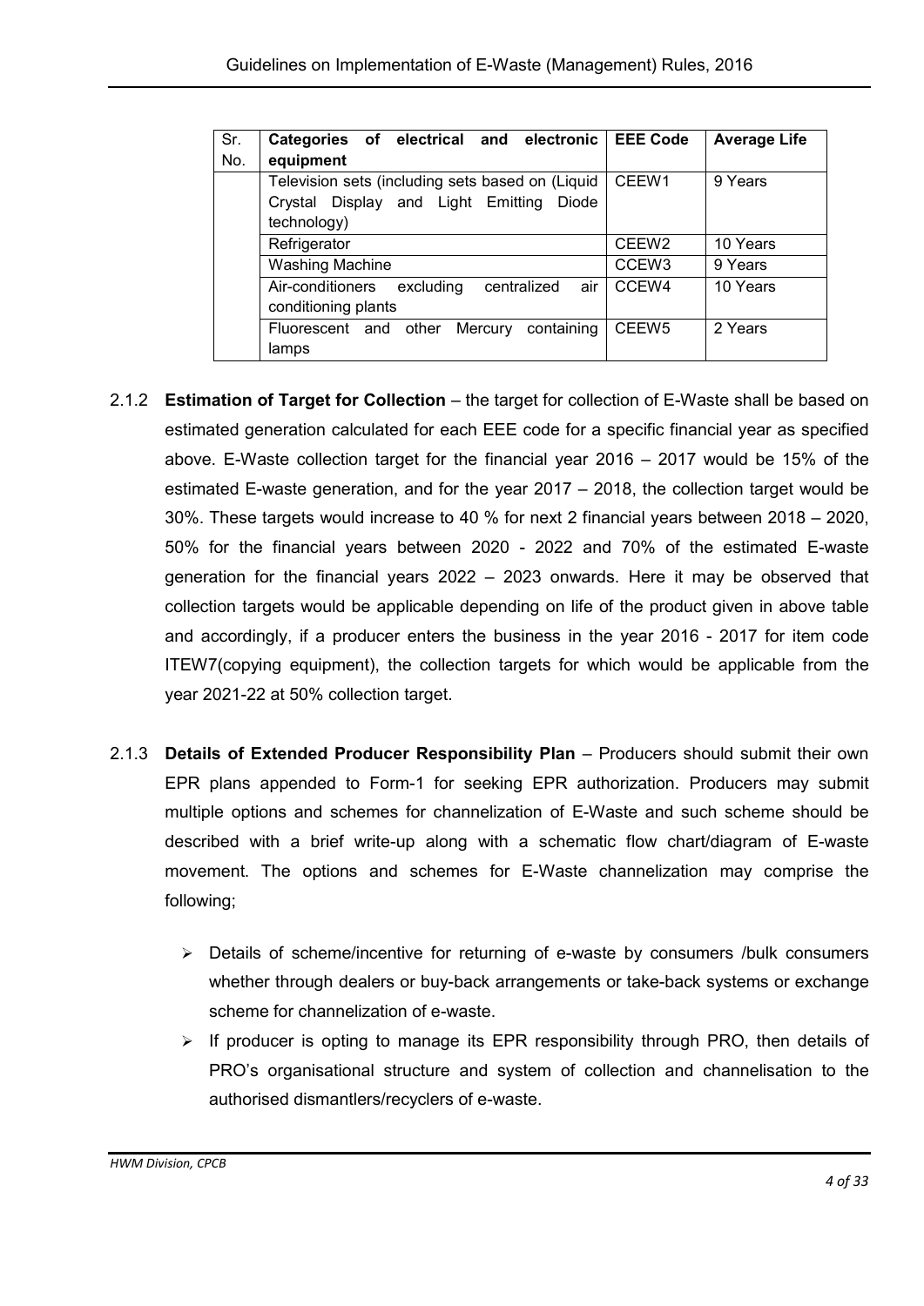| Sr. No. | Categories of electrical and electronic equipment | EEE Code | Average Life |
|---|---|---|---|
| | Television sets (including sets based on (Liquid Crystal Display and Light Emitting Diode technology) | CEEW1 | 9 Years |
| | Refrigerator | CEEW2 | 10 Years |
| | Washing Machine | CCEW3 | 9 Years |
| | Air-conditioners excluding centralized air conditioning plants | CCEW4 | 10 Years |
| | Fluorescent and other Mercury containing lamps | CEEW5 | 2 Years |

2.1.2 **Estimation of Target for Collection** – the target for collection of E-Waste shall be based on estimated generation calculated for each EEE code for a specific financial year as specified above. E-Waste collection target for the financial year 2016 – 2017 would be 15% of the estimated E-waste generation, and for the year 2017 – 2018, the collection target would be 30%. These targets would increase to 40 % for next 2 financial years between 2018 – 2020, 50% for the financial years between 2020 - 2022 and 70% of the estimated E-waste generation for the financial years 2022 – 2023 onwards. Here it may be observed that collection targets would be applicable depending on life of the product given in above table and accordingly, if a producer enters the business in the year 2016 - 2017 for item code ITEW7(copying equipment), the collection targets for which would be applicable from the year 2021-22 at 50% collection target.

2.1.3 **Details of Extended Producer Responsibility Plan** – Producers should submit their own EPR plans appended to Form-1 for seeking EPR authorization. Producers may submit multiple options and schemes for channelization of E-Waste and such scheme should be described with a brief write-up along with a schematic flow chart/diagram of E-waste movement. The options and schemes for E-Waste channelization may comprise the following;

- Details of scheme/incentive for returning of e-waste by consumers /bulk consumers whether through dealers or buy-back arrangements or take-back systems or exchange scheme for channelization of e-waste.
- If producer is opting to manage its EPR responsibility through PRO, then details of PRO's organisational structure and system of collection and channelisation to the authorised dismantlers/recyclers of e-waste.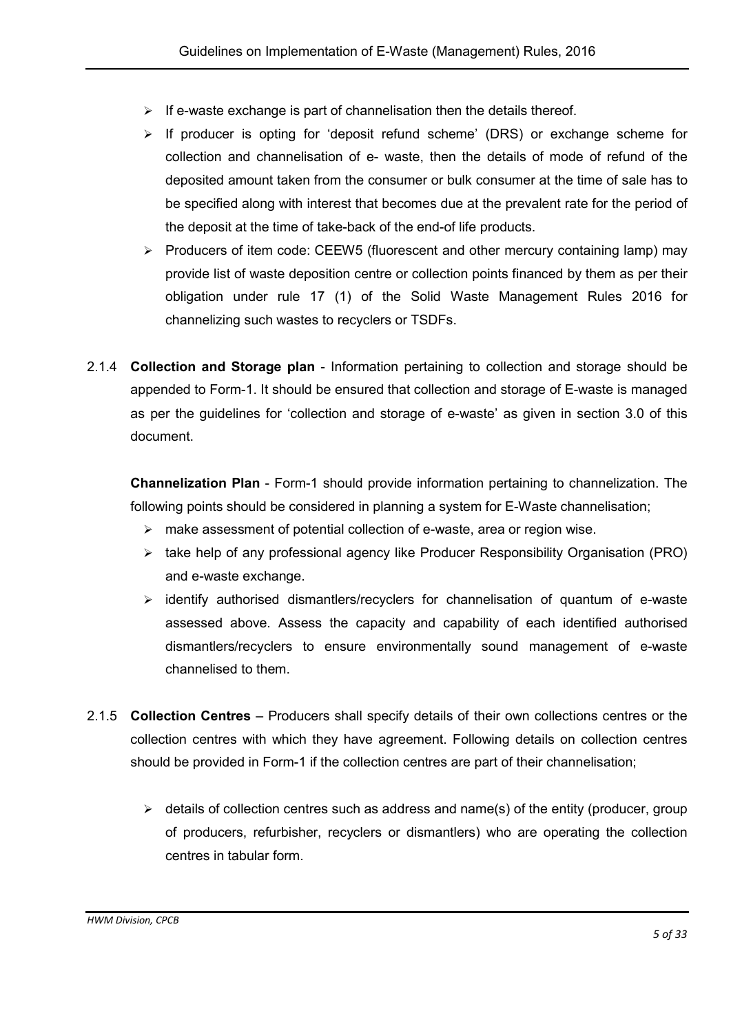- If e-waste exchange is part of channelisation then the details thereof.
- If producer is opting for 'deposit refund scheme' (DRS) or exchange scheme for collection and channelisation of e- waste, then the details of mode of refund of the deposited amount taken from the consumer or bulk consumer at the time of sale has to be specified along with interest that becomes due at the prevalent rate for the period of the deposit at the time of take-back of the end-of life products.
- Producers of item code: CEEW5 (fluorescent and other mercury containing lamp) may provide list of waste deposition centre or collection points financed by them as per their obligation under rule 17 (1) of the Solid Waste Management Rules 2016 for channelizing such wastes to recyclers or TSDFs.

2.1.4 **Collection and Storage plan** - Information pertaining to collection and storage should be appended to Form-1. It should be ensured that collection and storage of E-waste is managed as per the guidelines for 'collection and storage of e-waste' as given in section 3.0 of this document.

**Channelization Plan** - Form-1 should provide information pertaining to channelization. The following points should be considered in planning a system for E-Waste channelisation;

- make assessment of potential collection of e-waste, area or region wise.
- take help of any professional agency like Producer Responsibility Organisation (PRO) and e-waste exchange.
- identify authorised dismantlers/recyclers for channelisation of quantum of e-waste assessed above. Assess the capacity and capability of each identified authorised dismantlers/recyclers to ensure environmentally sound management of e-waste channelised to them.

2.1.5 **Collection Centres** – Producers shall specify details of their own collections centres or the collection centres with which they have agreement. Following details on collection centres should be provided in Form-1 if the collection centres are part of their channelisation;

- details of collection centres such as address and name(s) of the entity (producer, group of producers, refurbisher, recyclers or dismantlers) who are operating the collection centres in tabular form.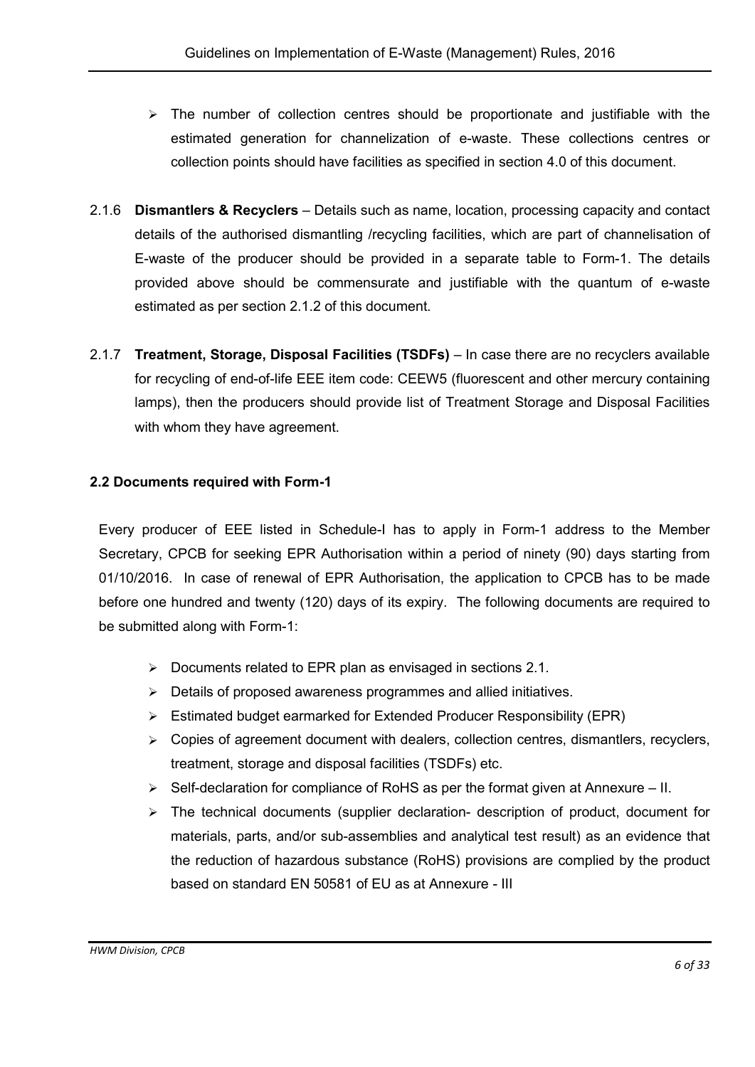- The number of collection centres should be proportionate and justifiable with the estimated generation for channelization of e-waste. These collections centres or collection points should have facilities as specified in section 4.0 of this document.

2.1.6 **Dismantlers & Recyclers** – Details such as name, location, processing capacity and contact details of the authorised dismantling /recycling facilities, which are part of channelisation of E-waste of the producer should be provided in a separate table to Form-1. The details provided above should be commensurate and justifiable with the quantum of e-waste estimated as per section 2.1.2 of this document.

2.1.7 **Treatment, Storage, Disposal Facilities (TSDFs)** – In case there are no recyclers available for recycling of end-of-life EEE item code: CEEW5 (fluorescent and other mercury containing lamps), then the producers should provide list of Treatment Storage and Disposal Facilities with whom they have agreement.

### 2.2 Documents required with Form-1

Every producer of EEE listed in Schedule-I has to apply in Form-1 address to the Member Secretary, CPCB for seeking EPR Authorisation within a period of ninety (90) days starting from 01/10/2016. In case of renewal of EPR Authorisation, the application to CPCB has to be made before one hundred and twenty (120) days of its expiry. The following documents are required to be submitted along with Form-1:

- Documents related to EPR plan as envisaged in sections 2.1.
- Details of proposed awareness programmes and allied initiatives.
- Estimated budget earmarked for Extended Producer Responsibility (EPR)
- Copies of agreement document with dealers, collection centres, dismantlers, recyclers, treatment, storage and disposal facilities (TSDFs) etc.
- Self-declaration for compliance of RoHS as per the format given at Annexure – II.
- The technical documents (supplier declaration- description of product, document for materials, parts, and/or sub-assemblies and analytical test result) as an evidence that the reduction of hazardous substance (RoHS) provisions are complied by the product based on standard EN 50581 of EU as at Annexure - III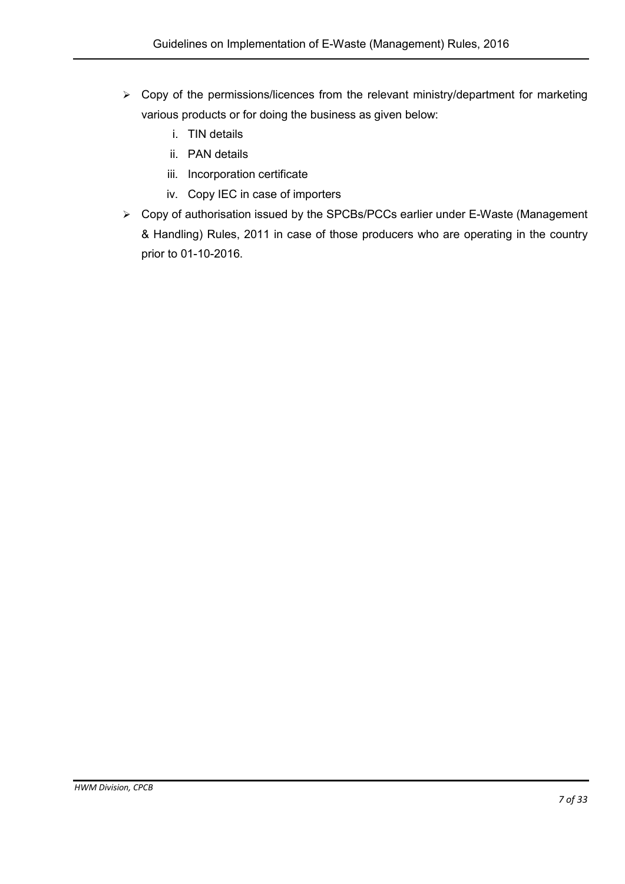- Copy of the permissions/licences from the relevant ministry/department for marketing various products or for doing the business as given below:
    i. TIN details
    ii. PAN details
    iii. Incorporation certificate
    iv. Copy IEC in case of importers
- Copy of authorisation issued by the SPCBs/PCCs earlier under E-Waste (Management & Handling) Rules, 2011 in case of those producers who are operating in the country prior to 01-10-2016.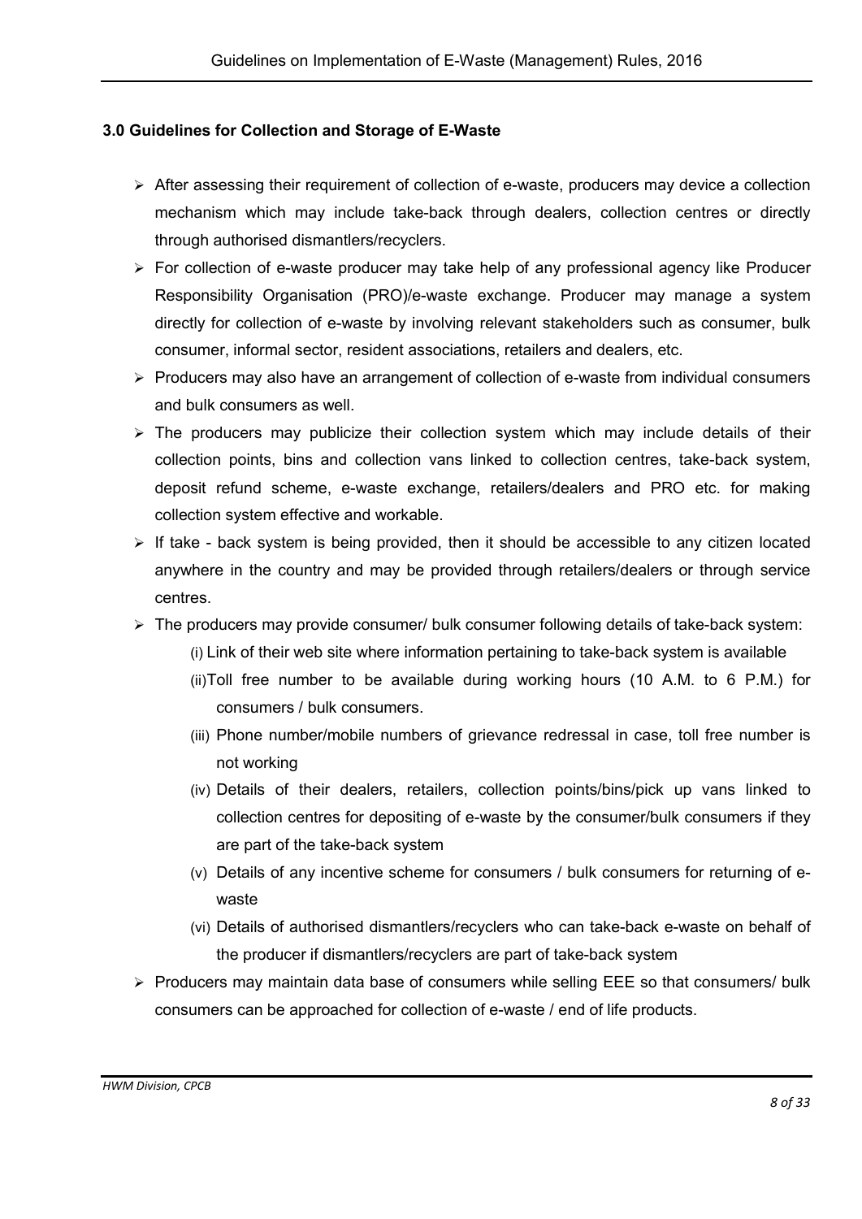### 3.0 Guidelines for Collection and Storage of E-Waste

- After assessing their requirement of collection of e-waste, producers may device a collection mechanism which may include take-back through dealers, collection centres or directly through authorised dismantlers/recyclers.
- For collection of e-waste producer may take help of any professional agency like Producer Responsibility Organisation (PRO)/e-waste exchange. Producer may manage a system directly for collection of e-waste by involving relevant stakeholders such as consumer, bulk consumer, informal sector, resident associations, retailers and dealers, etc.
- Producers may also have an arrangement of collection of e-waste from individual consumers and bulk consumers as well.
- The producers may publicize their collection system which may include details of their collection points, bins and collection vans linked to collection centres, take-back system, deposit refund scheme, e-waste exchange, retailers/dealers and PRO etc. for making collection system effective and workable.
- If take - back system is being provided, then it should be accessible to any citizen located anywhere in the country and may be provided through retailers/dealers or through service centres.
- The producers may provide consumer/ bulk consumer following details of take-back system:
  - (i) Link of their web site where information pertaining to take-back system is available
  - (ii) Toll free number to be available during working hours (10 A.M. to 6 P.M.) for consumers / bulk consumers.
  - (iii) Phone number/mobile numbers of grievance redressal in case, toll free number is not working
  - (iv) Details of their dealers, retailers, collection points/bins/pick up vans linked to collection centres for depositing of e-waste by the consumer/bulk consumers if they are part of the take-back system
  - (v) Details of any incentive scheme for consumers / bulk consumers for returning of e-waste
  - (vi) Details of authorised dismantlers/recyclers who can take-back e-waste on behalf of the producer if dismantlers/recyclers are part of take-back system
- Producers may maintain data base of consumers while selling EEE so that consumers/ bulk consumers can be approached for collection of e-waste / end of life products.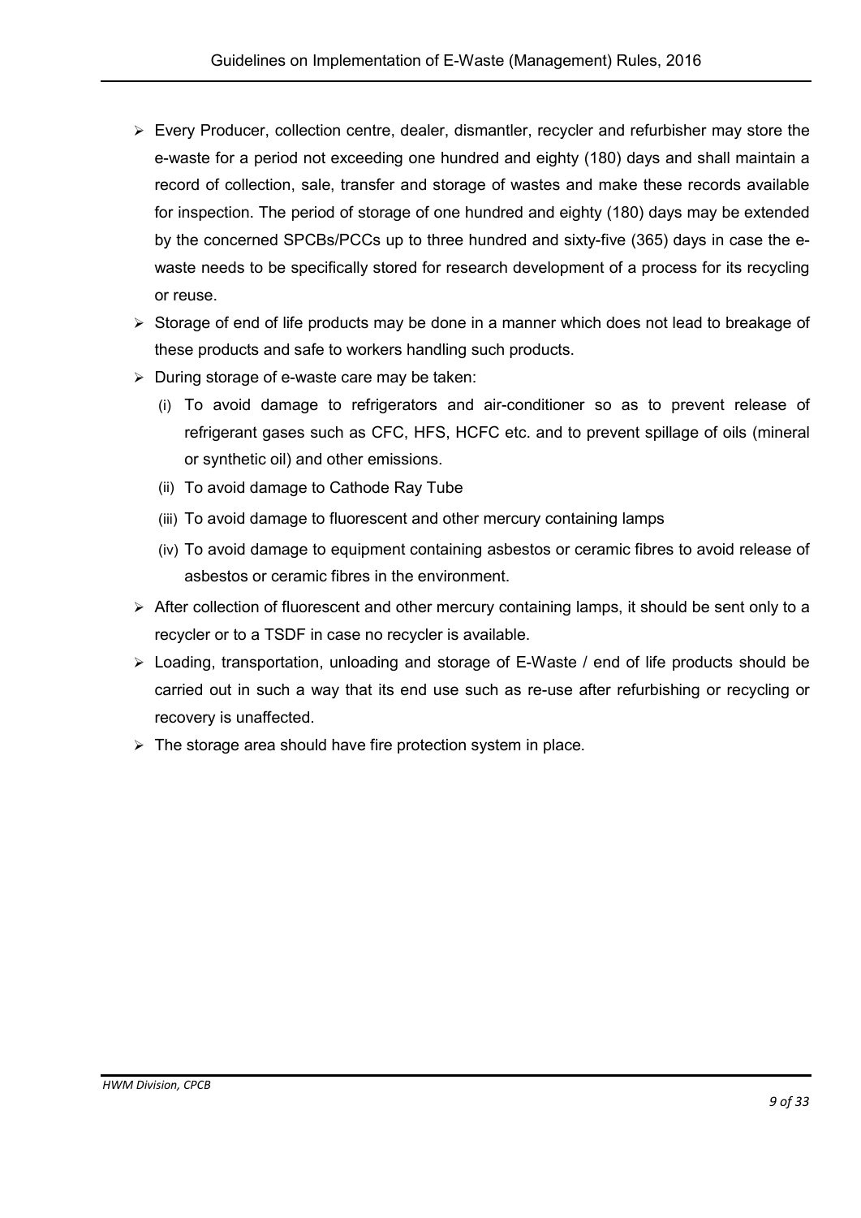- Every Producer, collection centre, dealer, dismantler, recycler and refurbisher may store the e-waste for a period not exceeding one hundred and eighty (180) days and shall maintain a record of collection, sale, transfer and storage of wastes and make these records available for inspection. The period of storage of one hundred and eighty (180) days may be extended by the concerned SPCBs/PCCs up to three hundred and sixty-five (365) days in case the e-waste needs to be specifically stored for research development of a process for its recycling or reuse.
- Storage of end of life products may be done in a manner which does not lead to breakage of these products and safe to workers handling such products.
- During storage of e-waste care may be taken:
  - (i) To avoid damage to refrigerators and air-conditioner so as to prevent release of refrigerant gases such as CFC, HFS, HCFC etc. and to prevent spillage of oils (mineral or synthetic oil) and other emissions.
  - (ii) To avoid damage to Cathode Ray Tube
  - (iii) To avoid damage to fluorescent and other mercury containing lamps
  - (iv) To avoid damage to equipment containing asbestos or ceramic fibres to avoid release of asbestos or ceramic fibres in the environment.
- After collection of fluorescent and other mercury containing lamps, it should be sent only to a recycler or to a TSDF in case no recycler is available.
- Loading, transportation, unloading and storage of E-Waste / end of life products should be carried out in such a way that its end use such as re-use after refurbishing or recycling or recovery is unaffected.
- The storage area should have fire protection system in place.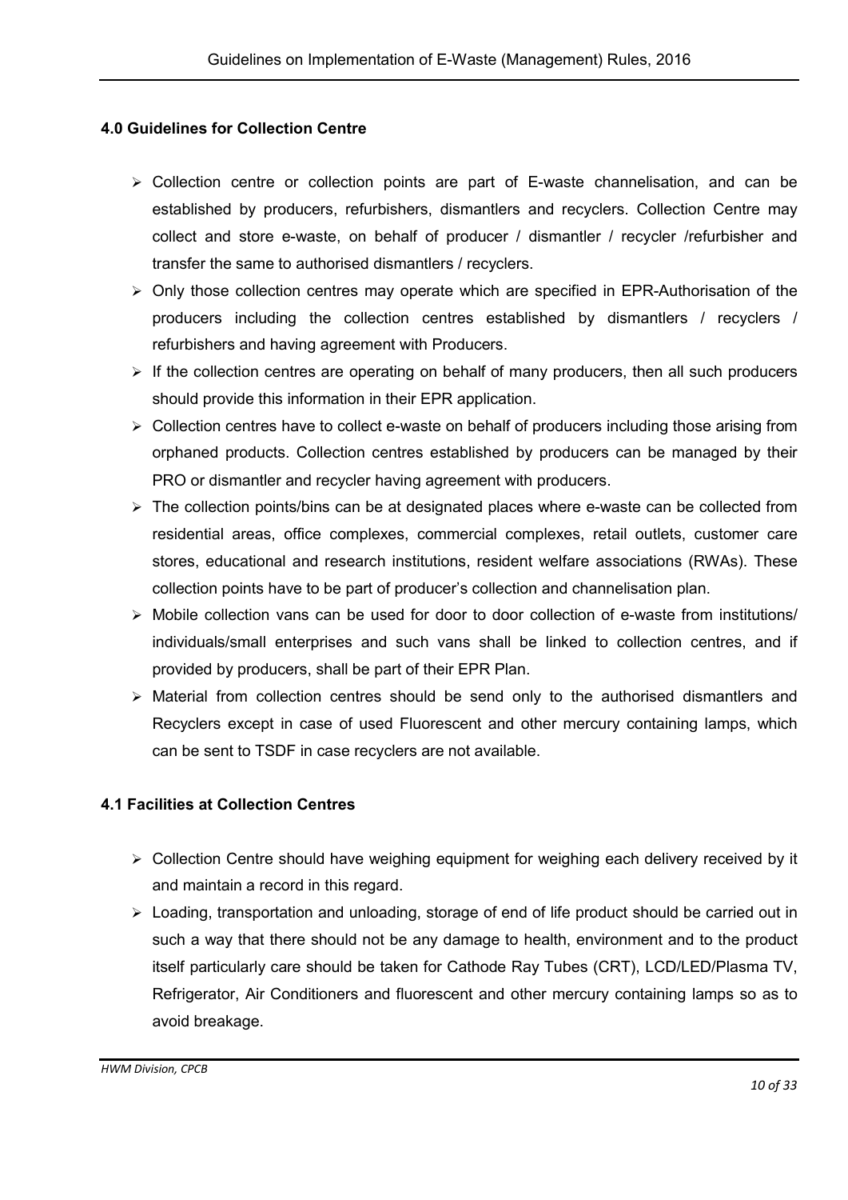## 4.0 Guidelines for Collection Centre

- Collection centre or collection points are part of E-waste channelisation, and can be established by producers, refurbishers, dismantlers and recyclers. Collection Centre may collect and store e-waste, on behalf of producer / dismantler / recycler /refurbisher and transfer the same to authorised dismantlers / recyclers.
- Only those collection centres may operate which are specified in EPR-Authorisation of the producers including the collection centres established by dismantlers / recyclers / refurbishers and having agreement with Producers.
- If the collection centres are operating on behalf of many producers, then all such producers should provide this information in their EPR application.
- Collection centres have to collect e-waste on behalf of producers including those arising from orphaned products. Collection centres established by producers can be managed by their PRO or dismantler and recycler having agreement with producers.
- The collection points/bins can be at designated places where e-waste can be collected from residential areas, office complexes, commercial complexes, retail outlets, customer care stores, educational and research institutions, resident welfare associations (RWAs). These collection points have to be part of producer's collection and channelisation plan.
- Mobile collection vans can be used for door to door collection of e-waste from institutions/ individuals/small enterprises and such vans shall be linked to collection centres, and if provided by producers, shall be part of their EPR Plan.
- Material from collection centres should be send only to the authorised dismantlers and Recyclers except in case of used Fluorescent and other mercury containing lamps, which can be sent to TSDF in case recyclers are not available.

## 4.1 Facilities at Collection Centres

- Collection Centre should have weighing equipment for weighing each delivery received by it and maintain a record in this regard.
- Loading, transportation and unloading, storage of end of life product should be carried out in such a way that there should not be any damage to health, environment and to the product itself particularly care should be taken for Cathode Ray Tubes (CRT), LCD/LED/Plasma TV, Refrigerator, Air Conditioners and fluorescent and other mercury containing lamps so as to avoid breakage.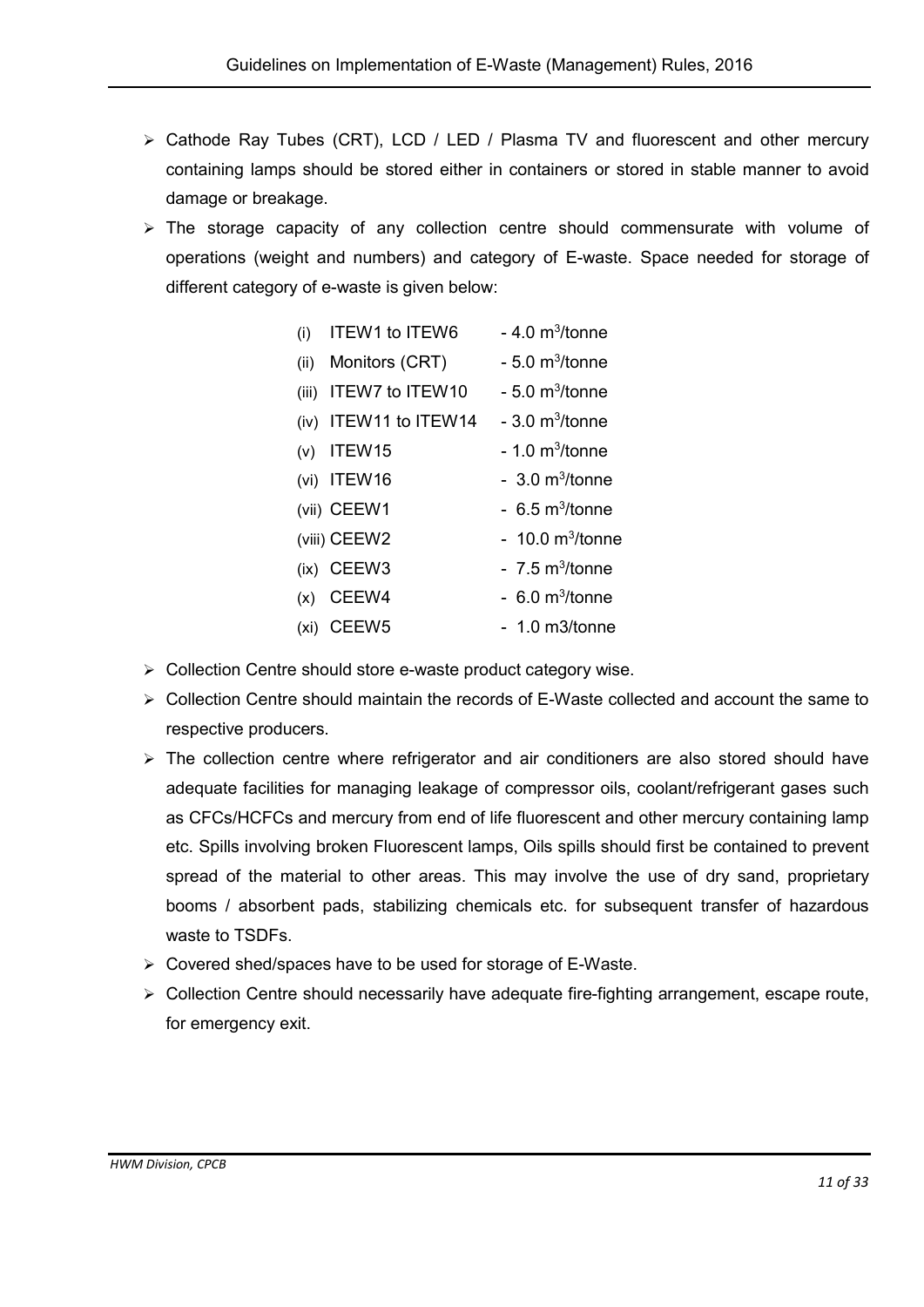- Cathode Ray Tubes (CRT), LCD / LED / Plasma TV and fluorescent and other mercury containing lamps should be stored either in containers or stored in stable manner to avoid damage or breakage.
- The storage capacity of any collection centre should commensurate with volume of operations (weight and numbers) and category of E-waste. Space needed for storage of different category of e-waste is given below:

  (i) ITEW1 to ITEW6 - 4.0 $m^3$/tonne
  (ii) Monitors (CRT) - 5.0 $m^3$/tonne
  (iii) ITEW7 to ITEW10 - 5.0 $m^3$/tonne
  (iv) ITEW11 to ITEW14 - 3.0 $m^3$/tonne
  (v) ITEW15 - 1.0 $m^3$/tonne
  (vi) ITEW16 - 3.0 $m^3$/tonne
  (vii) CEEW1 - 6.5 $m^3$/tonne
  (viii) CEEW2 - 10.0 $m^3$/tonne
  (ix) CEEW3 - 7.5 $m^3$/tonne
  (x) CEEW4 - 6.0 $m^3$/tonne
  (xi) CEEW5 - 1.0 m3/tonne

- Collection Centre should store e-waste product category wise.
- Collection Centre should maintain the records of E-Waste collected and account the same to respective producers.
- The collection centre where refrigerator and air conditioners are also stored should have adequate facilities for managing leakage of compressor oils, coolant/refrigerant gases such as CFCs/HCFCs and mercury from end of life fluorescent and other mercury containing lamp etc. Spills involving broken Fluorescent lamps, Oils spills should first be contained to prevent spread of the material to other areas. This may involve the use of dry sand, proprietary booms / absorbent pads, stabilizing chemicals etc. for subsequent transfer of hazardous waste to TSDFs.
- Covered shed/spaces have to be used for storage of E-Waste.
- Collection Centre should necessarily have adequate fire-fighting arrangement, escape route, for emergency exit.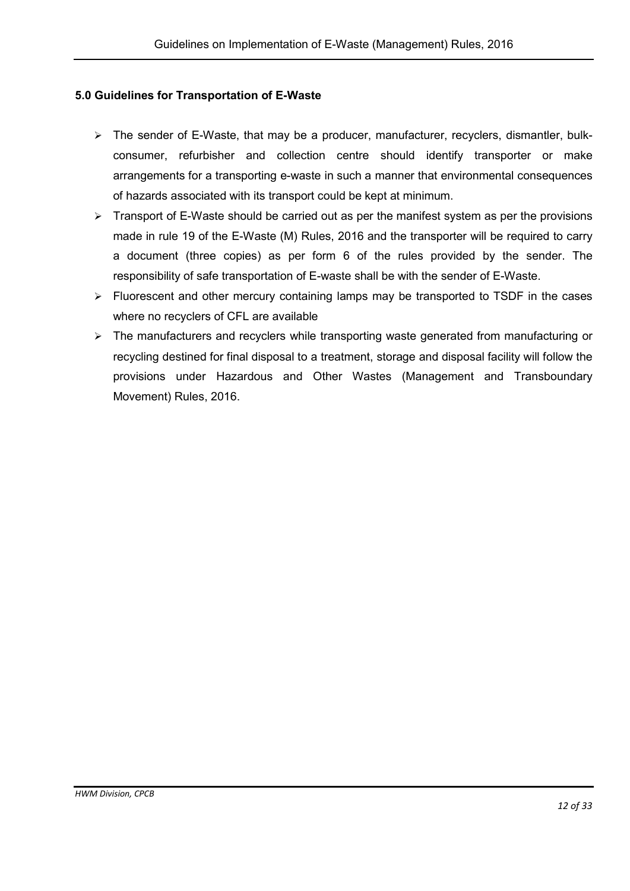### 5.0 Guidelines for Transportation of E-Waste

- The sender of E-Waste, that may be a producer, manufacturer, recyclers, dismantler, bulk-consumer, refurbisher and collection centre should identify transporter or make arrangements for a transporting e-waste in such a manner that environmental consequences of hazards associated with its transport could be kept at minimum.
- Transport of E-Waste should be carried out as per the manifest system as per the provisions made in rule 19 of the E-Waste (M) Rules, 2016 and the transporter will be required to carry a document (three copies) as per form 6 of the rules provided by the sender. The responsibility of safe transportation of E-waste shall be with the sender of E-Waste.
- Fluorescent and other mercury containing lamps may be transported to TSDF in the cases where no recyclers of CFL are available
- The manufacturers and recyclers while transporting waste generated from manufacturing or recycling destined for final disposal to a treatment, storage and disposal facility will follow the provisions under Hazardous and Other Wastes (Management and Transboundary Movement) Rules, 2016.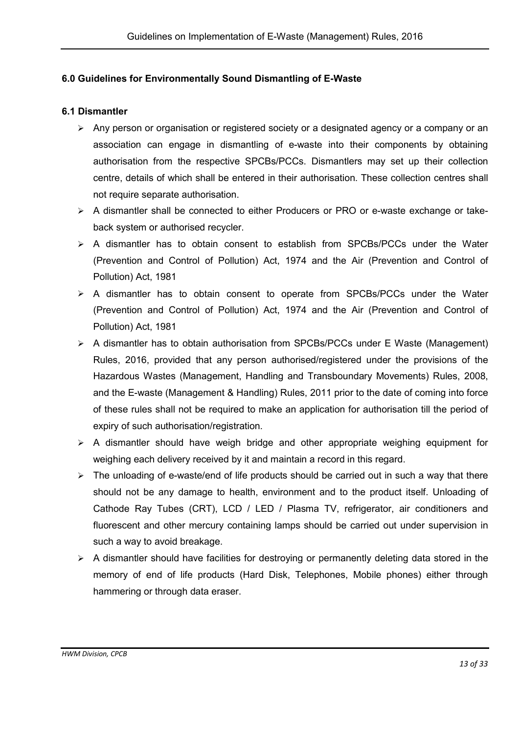## 6.0 Guidelines for Environmentally Sound Dismantling of E-Waste

### 6.1 Dismantler

- Any person or organisation or registered society or a designated agency or a company or an association can engage in dismantling of e-waste into their components by obtaining authorisation from the respective SPCBs/PCCs. Dismantlers may set up their collection centre, details of which shall be entered in their authorisation. These collection centres shall not require separate authorisation.
- A dismantler shall be connected to either Producers or PRO or e-waste exchange or take-back system or authorised recycler.
- A dismantler has to obtain consent to establish from SPCBs/PCCs under the Water (Prevention and Control of Pollution) Act, 1974 and the Air (Prevention and Control of Pollution) Act, 1981
- A dismantler has to obtain consent to operate from SPCBs/PCCs under the Water (Prevention and Control of Pollution) Act, 1974 and the Air (Prevention and Control of Pollution) Act, 1981
- A dismantler has to obtain authorisation from SPCBs/PCCs under E Waste (Management) Rules, 2016, provided that any person authorised/registered under the provisions of the Hazardous Wastes (Management, Handling and Transboundary Movements) Rules, 2008, and the E-waste (Management & Handling) Rules, 2011 prior to the date of coming into force of these rules shall not be required to make an application for authorisation till the period of expiry of such authorisation/registration.
- A dismantler should have weigh bridge and other appropriate weighing equipment for weighing each delivery received by it and maintain a record in this regard.
- The unloading of e-waste/end of life products should be carried out in such a way that there should not be any damage to health, environment and to the product itself. Unloading of Cathode Ray Tubes (CRT), LCD / LED / Plasma TV, refrigerator, air conditioners and fluorescent and other mercury containing lamps should be carried out under supervision in such a way to avoid breakage.
- A dismantler should have facilities for destroying or permanently deleting data stored in the memory of end of life products (Hard Disk, Telephones, Mobile phones) either through hammering or through data eraser.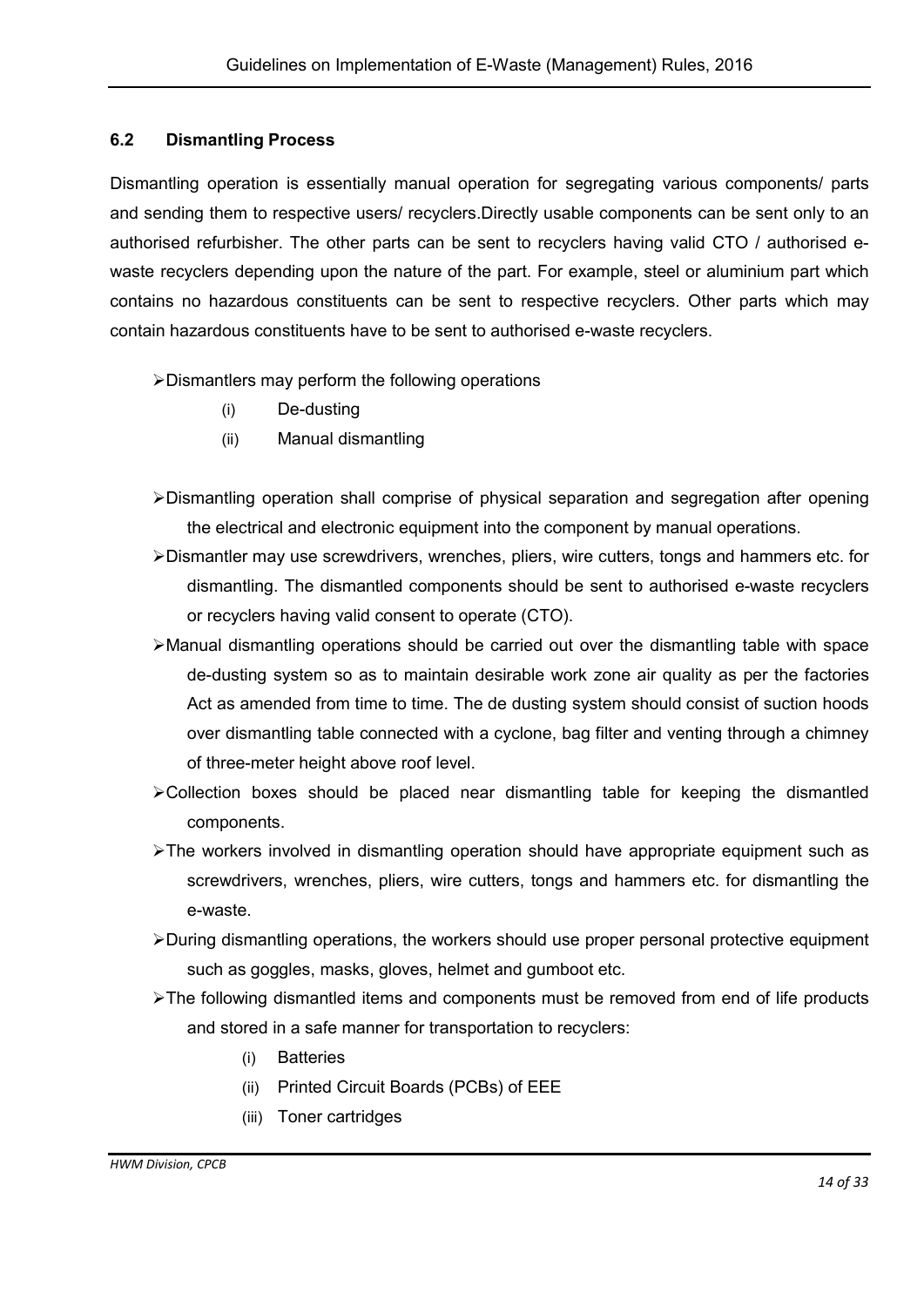### 6.2 Dismantling Process

Dismantling operation is essentially manual operation for segregating various components/ parts and sending them to respective users/ recyclers.Directly usable components can be sent only to an authorised refurbisher. The other parts can be sent to recyclers having valid CTO / authorised e-waste recyclers depending upon the nature of the part. For example, steel or aluminium part which contains no hazardous constituents can be sent to respective recyclers. Other parts which may contain hazardous constituents have to be sent to authorised e-waste recyclers.

- Dismantlers may perform the following operations
  - (i) De-dusting
  - (ii) Manual dismantling
- Dismantling operation shall comprise of physical separation and segregation after opening the electrical and electronic equipment into the component by manual operations.
- Dismantler may use screwdrivers, wrenches, pliers, wire cutters, tongs and hammers etc. for dismantling. The dismantled components should be sent to authorised e-waste recyclers or recyclers having valid consent to operate (CTO).
- Manual dismantling operations should be carried out over the dismantling table with space de-dusting system so as to maintain desirable work zone air quality as per the factories Act as amended from time to time. The de dusting system should consist of suction hoods over dismantling table connected with a cyclone, bag filter and venting through a chimney of three-meter height above roof level.
- Collection boxes should be placed near dismantling table for keeping the dismantled components.
- The workers involved in dismantling operation should have appropriate equipment such as screwdrivers, wrenches, pliers, wire cutters, tongs and hammers etc. for dismantling the e-waste.
- During dismantling operations, the workers should use proper personal protective equipment such as goggles, masks, gloves, helmet and gumboot etc.
- The following dismantled items and components must be removed from end of life products and stored in a safe manner for transportation to recyclers:
  - (i) Batteries
  - (ii) Printed Circuit Boards (PCBs) of EEE
  - (iii) Toner cartridges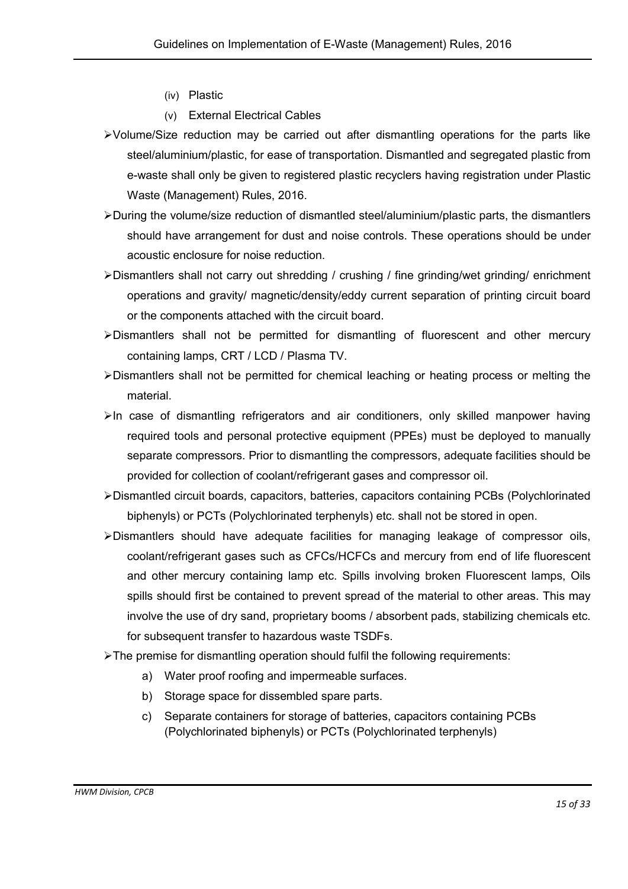(iv) Plastic

(v) External Electrical Cables

- Volume/Size reduction may be carried out after dismantling operations for the parts like steel/aluminium/plastic, for ease of transportation. Dismantled and segregated plastic from e-waste shall only be given to registered plastic recyclers having registration under Plastic Waste (Management) Rules, 2016.
- During the volume/size reduction of dismantled steel/aluminium/plastic parts, the dismantlers should have arrangement for dust and noise controls. These operations should be under acoustic enclosure for noise reduction.
- Dismantlers shall not carry out shredding / crushing / fine grinding/wet grinding/ enrichment operations and gravity/ magnetic/density/eddy current separation of printing circuit board or the components attached with the circuit board.
- Dismantlers shall not be permitted for dismantling of fluorescent and other mercury containing lamps, CRT / LCD / Plasma TV.
- Dismantlers shall not be permitted for chemical leaching or heating process or melting the material.
- In case of dismantling refrigerators and air conditioners, only skilled manpower having required tools and personal protective equipment (PPEs) must be deployed to manually separate compressors. Prior to dismantling the compressors, adequate facilities should be provided for collection of coolant/refrigerant gases and compressor oil.
- Dismantled circuit boards, capacitors, batteries, capacitors containing PCBs (Polychlorinated biphenyls) or PCTs (Polychlorinated terphenyls) etc. shall not be stored in open.
- Dismantlers should have adequate facilities for managing leakage of compressor oils, coolant/refrigerant gases such as CFCs/HCFCs and mercury from end of life fluorescent and other mercury containing lamp etc. Spills involving broken Fluorescent lamps, Oils spills should first be contained to prevent spread of the material to other areas. This may involve the use of dry sand, proprietary booms / absorbent pads, stabilizing chemicals etc. for subsequent transfer to hazardous waste TSDFs.
- The premise for dismantling operation should fulfil the following requirements:
  a) Water proof roofing and impermeable surfaces.
  b) Storage space for dissembled spare parts.
  c) Separate containers for storage of batteries, capacitors containing PCBs (Polychlorinated biphenyls) or PCTs (Polychlorinated terphenyls)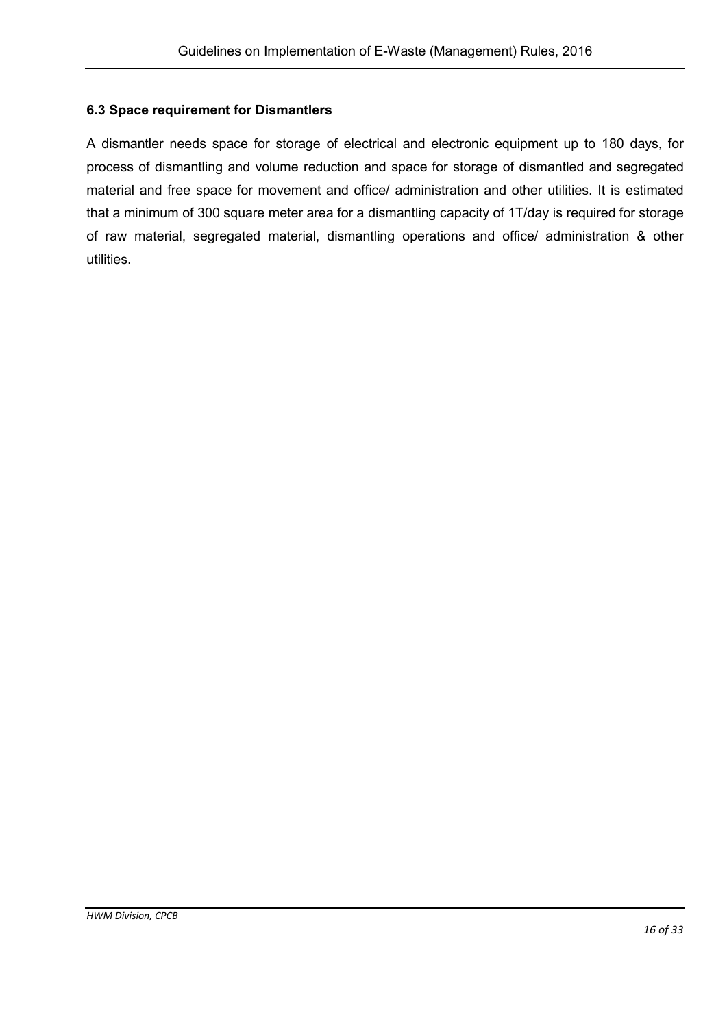### 6.3 Space requirement for Dismantlers

A dismantler needs space for storage of electrical and electronic equipment up to 180 days, for process of dismantling and volume reduction and space for storage of dismantled and segregated material and free space for movement and office/ administration and other utilities. It is estimated that a minimum of 300 square meter area for a dismantling capacity of 1T/day is required for storage of raw material, segregated material, dismantling operations and office/ administration & other utilities.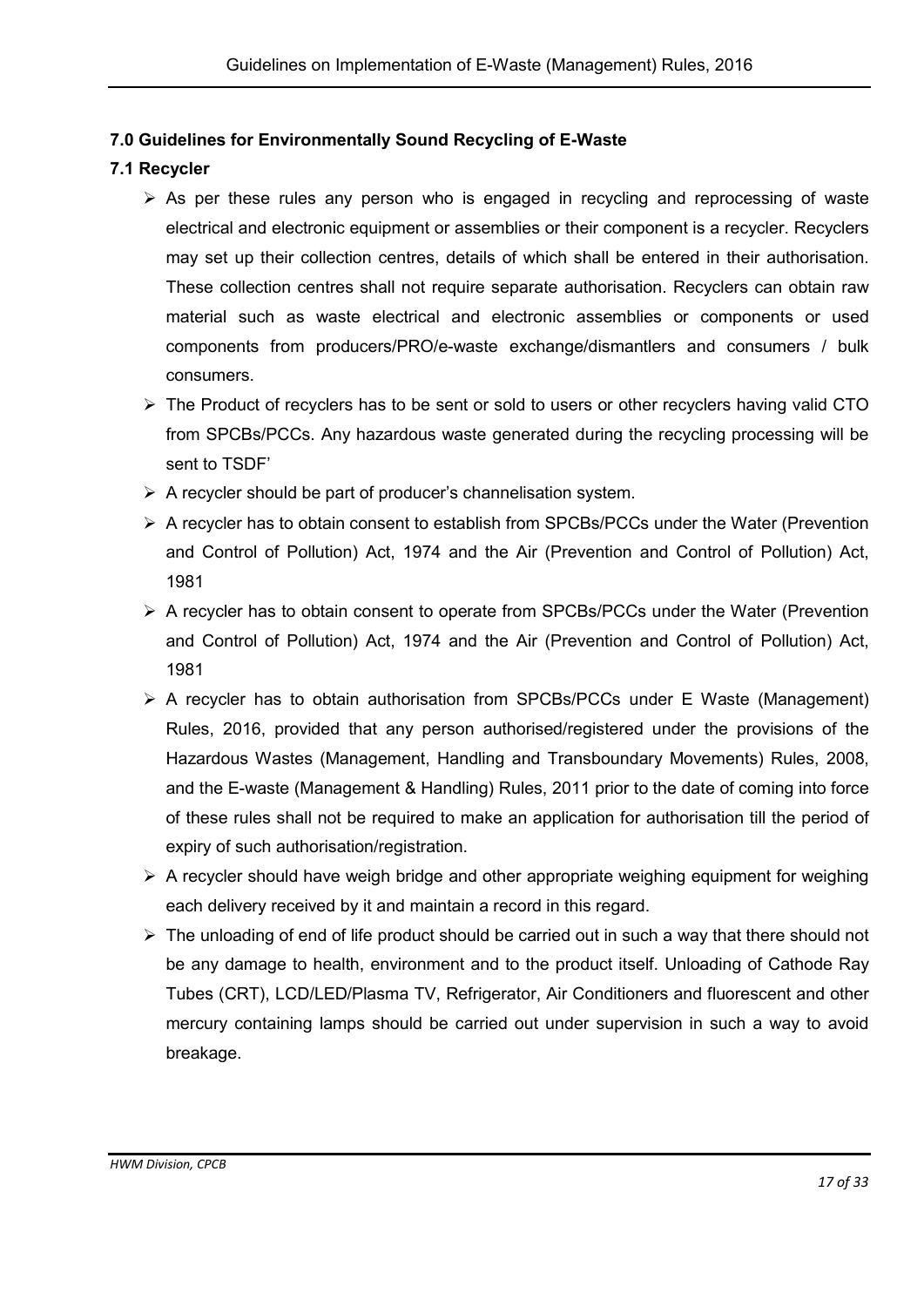## 7.0 Guidelines for Environmentally Sound Recycling of E-Waste

### 7.1 Recycler

- As per these rules any person who is engaged in recycling and reprocessing of waste electrical and electronic equipment or assemblies or their component is a recycler. Recyclers may set up their collection centres, details of which shall be entered in their authorisation. These collection centres shall not require separate authorisation. Recyclers can obtain raw material such as waste electrical and electronic assemblies or components or used components from producers/PRO/e-waste exchange/dismantlers and consumers / bulk consumers.
- The Product of recyclers has to be sent or sold to users or other recyclers having valid CTO from SPCBs/PCCs. Any hazardous waste generated during the recycling processing will be sent to TSDF'
- A recycler should be part of producer's channelisation system.
- A recycler has to obtain consent to establish from SPCBs/PCCs under the Water (Prevention and Control of Pollution) Act, 1974 and the Air (Prevention and Control of Pollution) Act, 1981
- A recycler has to obtain consent to operate from SPCBs/PCCs under the Water (Prevention and Control of Pollution) Act, 1974 and the Air (Prevention and Control of Pollution) Act, 1981
- A recycler has to obtain authorisation from SPCBs/PCCs under E Waste (Management) Rules, 2016, provided that any person authorised/registered under the provisions of the Hazardous Wastes (Management, Handling and Transboundary Movements) Rules, 2008, and the E-waste (Management & Handling) Rules, 2011 prior to the date of coming into force of these rules shall not be required to make an application for authorisation till the period of expiry of such authorisation/registration.
- A recycler should have weigh bridge and other appropriate weighing equipment for weighing each delivery received by it and maintain a record in this regard.
- The unloading of end of life product should be carried out in such a way that there should not be any damage to health, environment and to the product itself. Unloading of Cathode Ray Tubes (CRT), LCD/LED/Plasma TV, Refrigerator, Air Conditioners and fluorescent and other mercury containing lamps should be carried out under supervision in such a way to avoid breakage.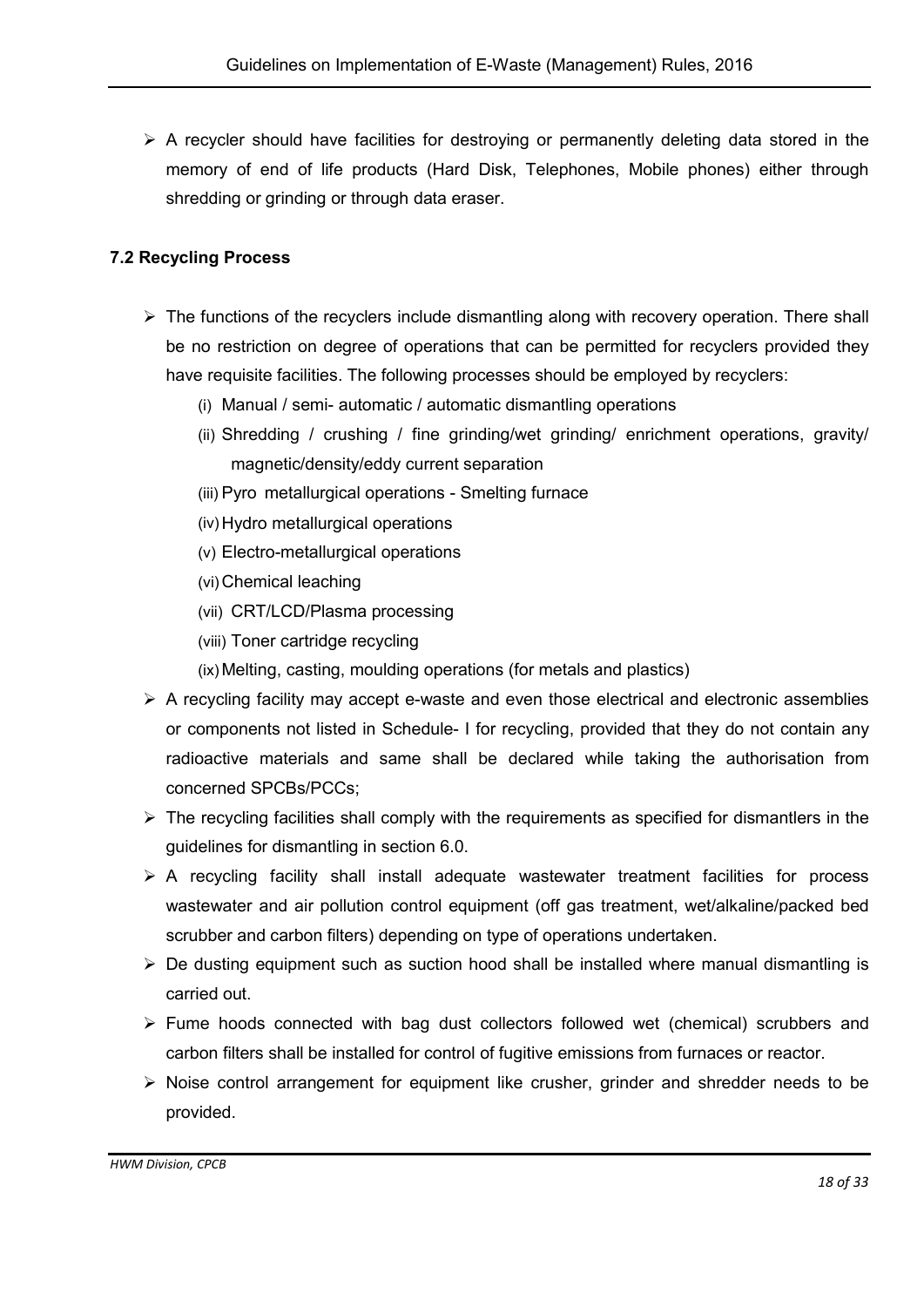- A recycler should have facilities for destroying or permanently deleting data stored in the memory of end of life products (Hard Disk, Telephones, Mobile phones) either through shredding or grinding or through data eraser.

### 7.2 Recycling Process

- The functions of the recyclers include dismantling along with recovery operation. There shall be no restriction on degree of operations that can be permitted for recyclers provided they have requisite facilities. The following processes should be employed by recyclers:
  - (i) Manual / semi- automatic / automatic dismantling operations
  - (ii) Shredding / crushing / fine grinding/wet grinding/ enrichment operations, gravity/ magnetic/density/eddy current separation
  - (iii) Pyro metallurgical operations - Smelting furnace
  - (iv) Hydro metallurgical operations
  - (v) Electro-metallurgical operations
  - (vi) Chemical leaching
  - (vii) CRT/LCD/Plasma processing
  - (viii) Toner cartridge recycling
  - (ix) Melting, casting, moulding operations (for metals and plastics)
- A recycling facility may accept e-waste and even those electrical and electronic assemblies or components not listed in Schedule- I for recycling, provided that they do not contain any radioactive materials and same shall be declared while taking the authorisation from concerned SPCBs/PCCs;
- The recycling facilities shall comply with the requirements as specified for dismantlers in the guidelines for dismantling in section 6.0.
- A recycling facility shall install adequate wastewater treatment facilities for process wastewater and air pollution control equipment (off gas treatment, wet/alkaline/packed bed scrubber and carbon filters) depending on type of operations undertaken.
- De dusting equipment such as suction hood shall be installed where manual dismantling is carried out.
- Fume hoods connected with bag dust collectors followed wet (chemical) scrubbers and carbon filters shall be installed for control of fugitive emissions from furnaces or reactor.
- Noise control arrangement for equipment like crusher, grinder and shredder needs to be provided.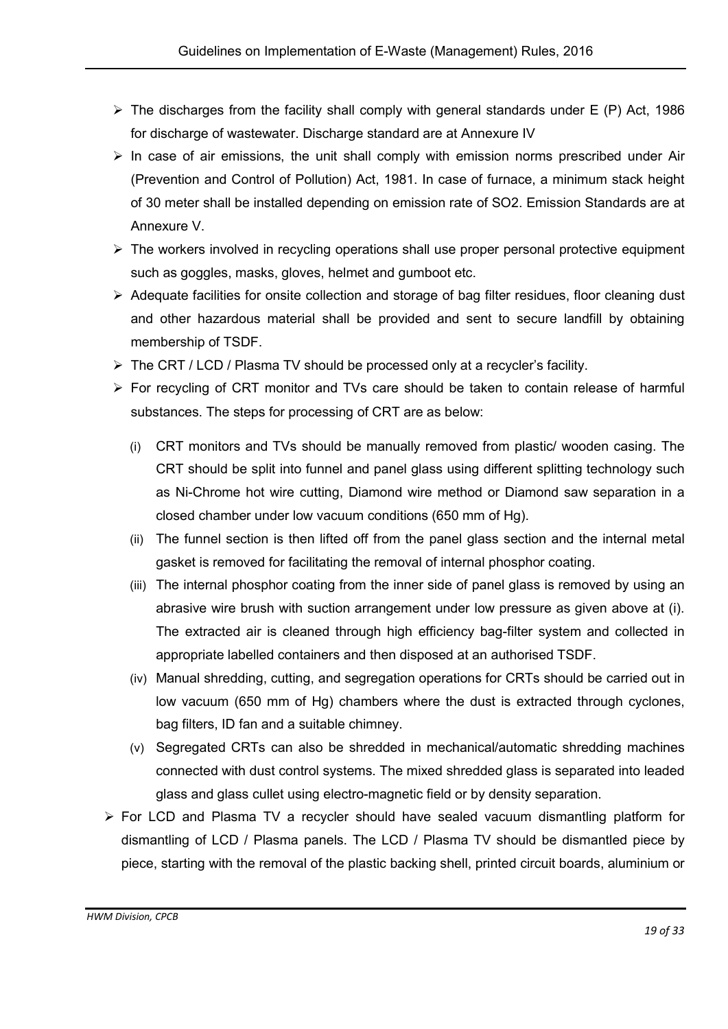- The discharges from the facility shall comply with general standards under E (P) Act, 1986 for discharge of wastewater. Discharge standard are at Annexure IV
- In case of air emissions, the unit shall comply with emission norms prescribed under Air (Prevention and Control of Pollution) Act, 1981. In case of furnace, a minimum stack height of 30 meter shall be installed depending on emission rate of $SO_2$. Emission Standards are at Annexure V.
- The workers involved in recycling operations shall use proper personal protective equipment such as goggles, masks, gloves, helmet and gumboot etc.
- Adequate facilities for onsite collection and storage of bag filter residues, floor cleaning dust and other hazardous material shall be provided and sent to secure landfill by obtaining membership of TSDF.
- The CRT / LCD / Plasma TV should be processed only at a recycler's facility.
- For recycling of CRT monitor and TVs care should be taken to contain release of harmful substances. The steps for processing of CRT are as below:
  - (i) CRT monitors and TVs should be manually removed from plastic/ wooden casing. The CRT should be split into funnel and panel glass using different splitting technology such as Ni-Chrome hot wire cutting, Diamond wire method or Diamond saw separation in a closed chamber under low vacuum conditions (650 mm of Hg).
  - (ii) The funnel section is then lifted off from the panel glass section and the internal metal gasket is removed for facilitating the removal of internal phosphor coating.
  - (iii) The internal phosphor coating from the inner side of panel glass is removed by using an abrasive wire brush with suction arrangement under low pressure as given above at (i). The extracted air is cleaned through high efficiency bag-filter system and collected in appropriate labelled containers and then disposed at an authorised TSDF.
  - (iv) Manual shredding, cutting, and segregation operations for CRTs should be carried out in low vacuum (650 mm of Hg) chambers where the dust is extracted through cyclones, bag filters, ID fan and a suitable chimney.
  - (v) Segregated CRTs can also be shredded in mechanical/automatic shredding machines connected with dust control systems. The mixed shredded glass is separated into leaded glass and glass cullet using electro-magnetic field or by density separation.
- For LCD and Plasma TV a recycler should have sealed vacuum dismantling platform for dismantling of LCD / Plasma panels. The LCD / Plasma TV should be dismantled piece by piece, starting with the removal of the plastic backing shell, printed circuit boards, aluminium or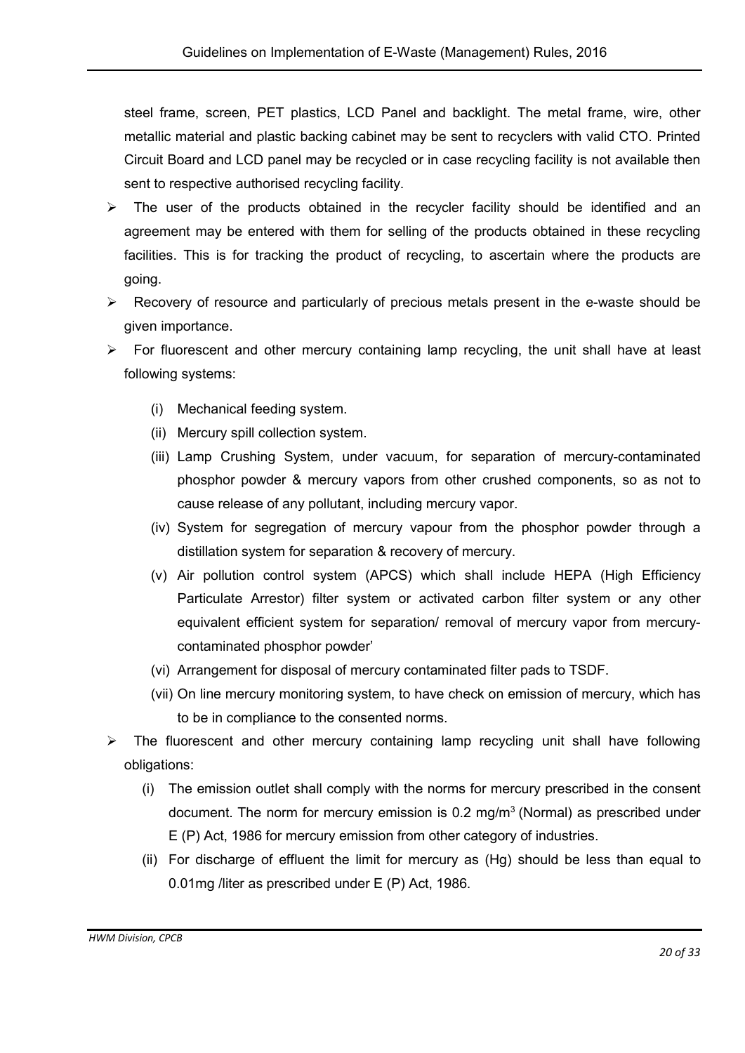steel frame, screen, PET plastics, LCD Panel and backlight. The metal frame, wire, other metallic material and plastic backing cabinet may be sent to recyclers with valid CTO. Printed Circuit Board and LCD panel may be recycled or in case recycling facility is not available then sent to respective authorised recycling facility.

- The user of the products obtained in the recycler facility should be identified and an agreement may be entered with them for selling of the products obtained in these recycling facilities. This is for tracking the product of recycling, to ascertain where the products are going.
- Recovery of resource and particularly of precious metals present in the e-waste should be given importance.
- For fluorescent and other mercury containing lamp recycling, the unit shall have at least following systems:
  - (i) Mechanical feeding system.
  - (ii) Mercury spill collection system.
  - (iii) Lamp Crushing System, under vacuum, for separation of mercury-contaminated phosphor powder & mercury vapors from other crushed components, so as not to cause release of any pollutant, including mercury vapor.
  - (iv) System for segregation of mercury vapour from the phosphor powder through a distillation system for separation & recovery of mercury.
  - (v) Air pollution control system (APCS) which shall include HEPA (High Efficiency Particulate Arrestor) filter system or activated carbon filter system or any other equivalent efficient system for separation/ removal of mercury vapor from mercury-contaminated phosphor powder'
  - (vi) Arrangement for disposal of mercury contaminated filter pads to TSDF.
  - (vii) On line mercury monitoring system, to have check on emission of mercury, which has to be in compliance to the consented norms.
- The fluorescent and other mercury containing lamp recycling unit shall have following obligations:
  - (i) The emission outlet shall comply with the norms for mercury prescribed in the consent document. The norm for mercury emission is 0.2 mg/$m^3$ (Normal) as prescribed under E (P) Act, 1986 for mercury emission from other category of industries.
  - (ii) For discharge of effluent the limit for mercury as (Hg) should be less than equal to 0.01mg /liter as prescribed under E (P) Act, 1986.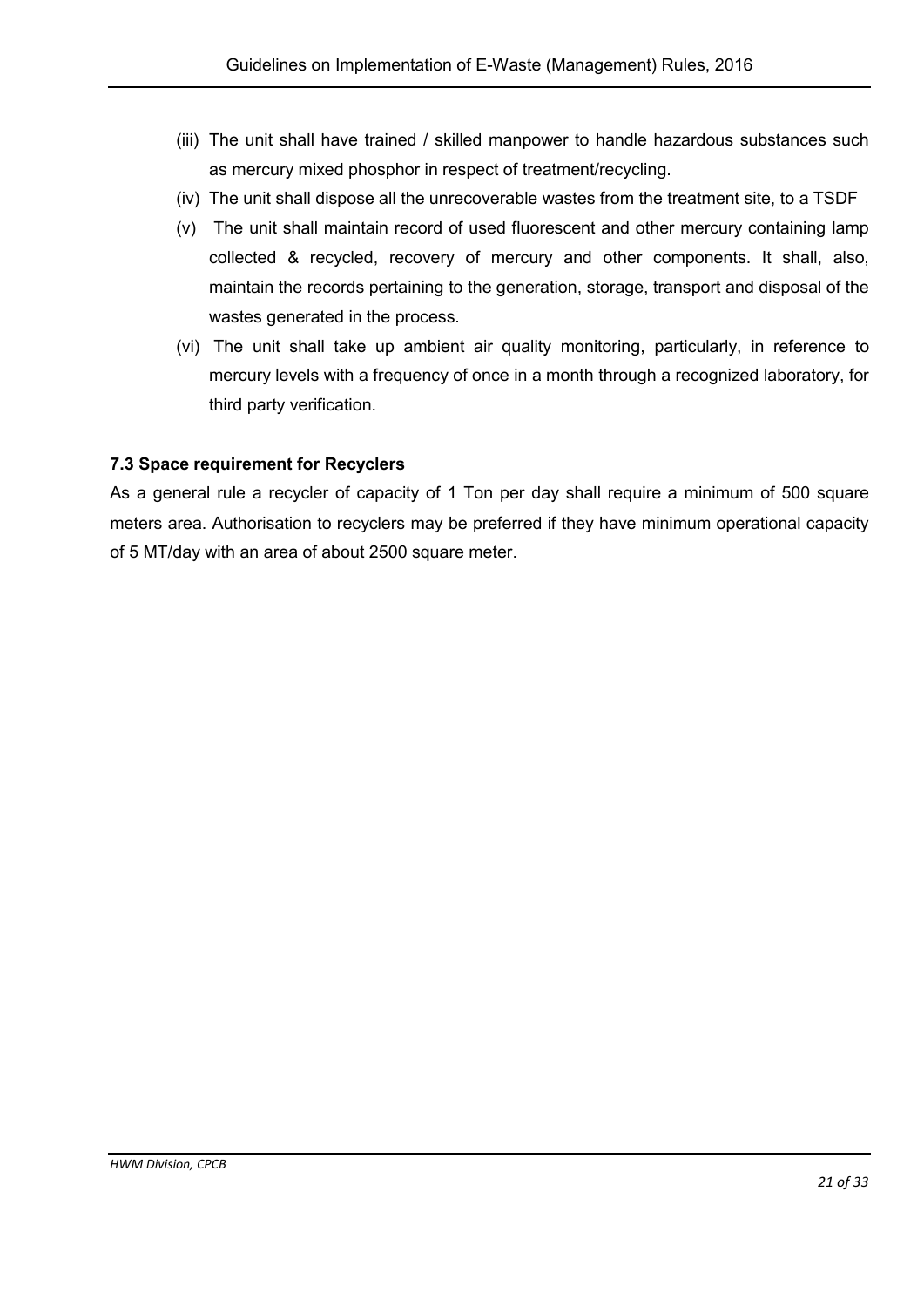(iii) The unit shall have trained / skilled manpower to handle hazardous substances such as mercury mixed phosphor in respect of treatment/recycling.

(iv) The unit shall dispose all the unrecoverable wastes from the treatment site, to a TSDF

(v) The unit shall maintain record of used fluorescent and other mercury containing lamp collected & recycled, recovery of mercury and other components. It shall, also, maintain the records pertaining to the generation, storage, transport and disposal of the wastes generated in the process.

(vi) The unit shall take up ambient air quality monitoring, particularly, in reference to mercury levels with a frequency of once in a month through a recognized laboratory, for third party verification.

### 7.3 Space requirement for Recyclers

As a general rule a recycler of capacity of 1 Ton per day shall require a minimum of 500 square meters area. Authorisation to recyclers may be preferred if they have minimum operational capacity of 5 MT/day with an area of about 2500 square meter.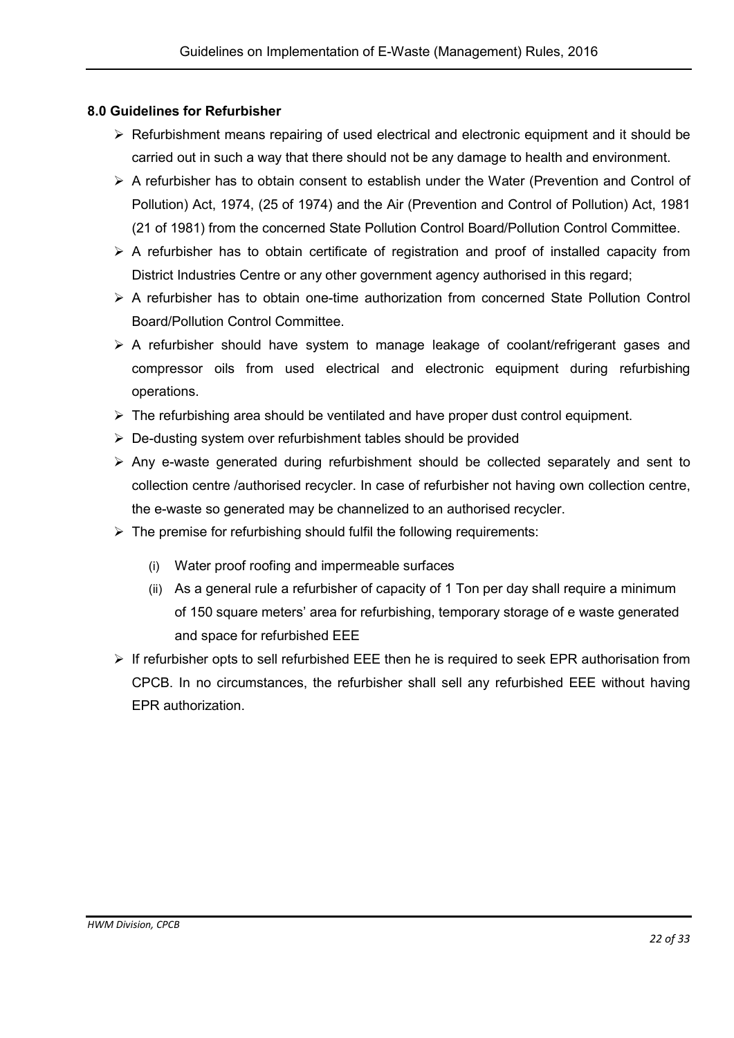### 8.0 Guidelines for Refurbisher

- Refurbishment means repairing of used electrical and electronic equipment and it should be carried out in such a way that there should not be any damage to health and environment.
- A refurbisher has to obtain consent to establish under the Water (Prevention and Control of Pollution) Act, 1974, (25 of 1974) and the Air (Prevention and Control of Pollution) Act, 1981 (21 of 1981) from the concerned State Pollution Control Board/Pollution Control Committee.
- A refurbisher has to obtain certificate of registration and proof of installed capacity from District Industries Centre or any other government agency authorised in this regard;
- A refurbisher has to obtain one-time authorization from concerned State Pollution Control Board/Pollution Control Committee.
- A refurbisher should have system to manage leakage of coolant/refrigerant gases and compressor oils from used electrical and electronic equipment during refurbishing operations.
- The refurbishing area should be ventilated and have proper dust control equipment.
- De-dusting system over refurbishment tables should be provided
- Any e-waste generated during refurbishment should be collected separately and sent to collection centre /authorised recycler. In case of refurbisher not having own collection centre, the e-waste so generated may be channelized to an authorised recycler.
- The premise for refurbishing should fulfil the following requirements:
  - (i) Water proof roofing and impermeable surfaces
  - (ii) As a general rule a refurbisher of capacity of 1 Ton per day shall require a minimum of 150 square meters' area for refurbishing, temporary storage of e waste generated and space for refurbished EEE
- If refurbisher opts to sell refurbished EEE then he is required to seek EPR authorisation from CPCB. In no circumstances, the refurbisher shall sell any refurbished EEE without having EPR authorization.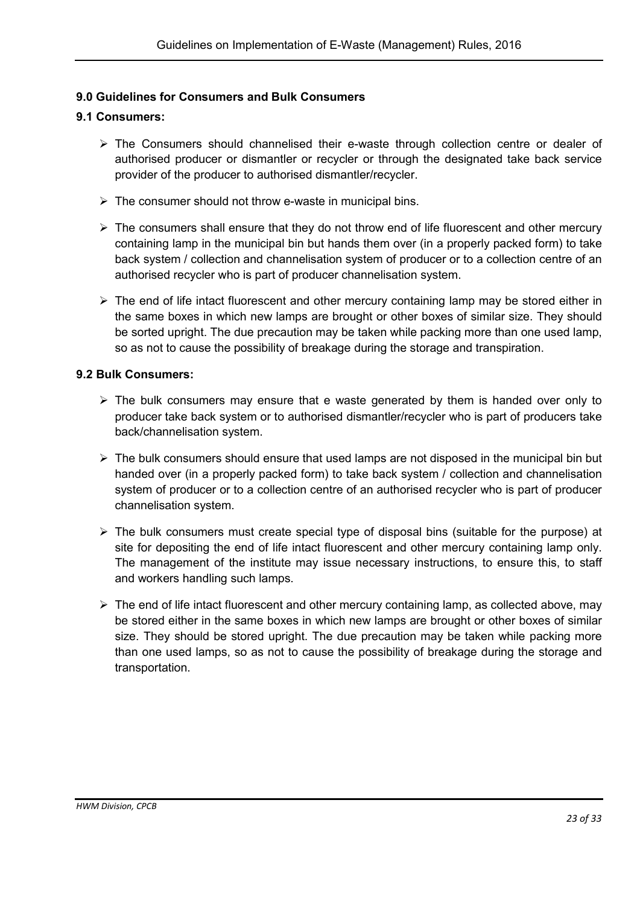### 9.0 Guidelines for Consumers and Bulk Consumers

#### 9.1 Consumers:

- The Consumers should channelised their e-waste through collection centre or dealer of authorised producer or dismantler or recycler or through the designated take back service provider of the producer to authorised dismantler/recycler.
- The consumer should not throw e-waste in municipal bins.
- The consumers shall ensure that they do not throw end of life fluorescent and other mercury containing lamp in the municipal bin but hands them over (in a properly packed form) to take back system / collection and channelisation system of producer or to a collection centre of an authorised recycler who is part of producer channelisation system.
- The end of life intact fluorescent and other mercury containing lamp may be stored either in the same boxes in which new lamps are brought or other boxes of similar size. They should be sorted upright. The due precaution may be taken while packing more than one used lamp, so as not to cause the possibility of breakage during the storage and transpiration.

#### 9.2 Bulk Consumers:

- The bulk consumers may ensure that e waste generated by them is handed over only to producer take back system or to authorised dismantler/recycler who is part of producers take back/channelisation system.
- The bulk consumers should ensure that used lamps are not disposed in the municipal bin but handed over (in a properly packed form) to take back system / collection and channelisation system of producer or to a collection centre of an authorised recycler who is part of producer channelisation system.
- The bulk consumers must create special type of disposal bins (suitable for the purpose) at site for depositing the end of life intact fluorescent and other mercury containing lamp only. The management of the institute may issue necessary instructions, to ensure this, to staff and workers handling such lamps.
- The end of life intact fluorescent and other mercury containing lamp, as collected above, may be stored either in the same boxes in which new lamps are brought or other boxes of similar size. They should be stored upright. The due precaution may be taken while packing more than one used lamps, so as not to cause the possibility of breakage during the storage and transportation.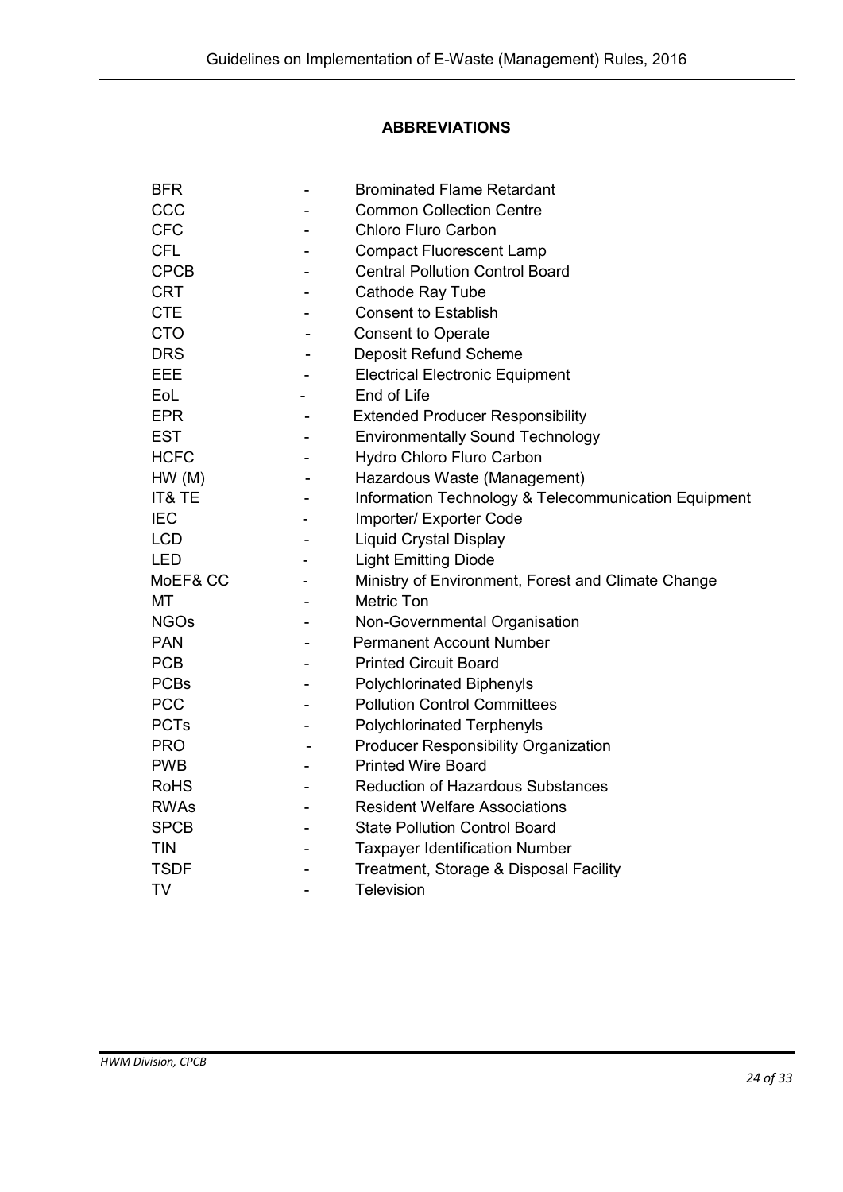## ABBREVIATIONS

| | | |
|---|---|---|
| BFR | - | Brominated Flame Retardant |
| CCC | - | Common Collection Centre |
| CFC | - | Chloro Fluro Carbon |
| CFL | - | Compact Fluorescent Lamp |
| CPCB | - | Central Pollution Control Board |
| CRT | - | Cathode Ray Tube |
| CTE | - | Consent to Establish |
| CTO | - | Consent to Operate |
| DRS | - | Deposit Refund Scheme |
| EEE | - | Electrical Electronic Equipment |
| EoL | - | End of Life |
| EPR | - | Extended Producer Responsibility |
| EST | - | Environmentally Sound Technology |
| HCFC | - | Hydro Chloro Fluro Carbon |
| HW (M) | - | Hazardous Waste (Management) |
| IT& TE | - | Information Technology & Telecommunication Equipment |
| IEC | - | Importer/ Exporter Code |
| LCD | - | Liquid Crystal Display |
| LED | - | Light Emitting Diode |
| MoEF& CC | - | Ministry of Environment, Forest and Climate Change |
| MT | - | Metric Ton |
| NGOs | - | Non-Governmental Organisation |
| PAN | - | Permanent Account Number |
| PCB | - | Printed Circuit Board |
| PCBs | - | Polychlorinated Biphenyls |
| PCC | - | Pollution Control Committees |
| PCTs | - | Polychlorinated Terphenyls |
| PRO | - | Producer Responsibility Organization |
| PWB | - | Printed Wire Board |
| RoHS | - | Reduction of Hazardous Substances |
| RWAs | - | Resident Welfare Associations |
| SPCB | - | State Pollution Control Board |
| TIN | - | Taxpayer Identification Number |
| TSDF | - | Treatment, Storage & Disposal Facility |
| TV | - | Television |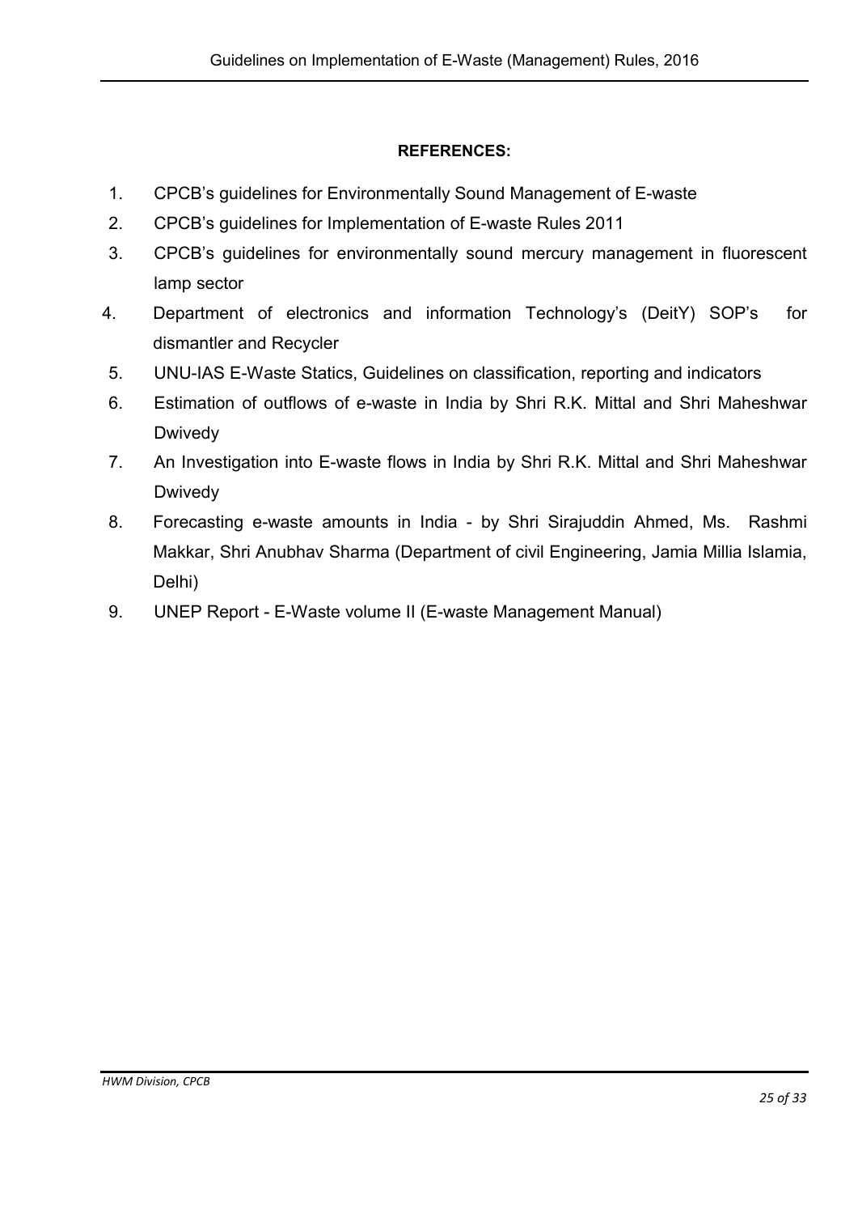**REFERENCES:**

1. CPCB's guidelines for Environmentally Sound Management of E-waste
2. CPCB's guidelines for Implementation of E-waste Rules 2011
3. CPCB's guidelines for environmentally sound mercury management in fluorescent lamp sector
4. Department of electronics and information Technology's (DeitY) SOP's for dismantler and Recycler
5. UNU-IAS E-Waste Statics, Guidelines on classification, reporting and indicators
6. Estimation of outflows of e-waste in India by Shri R.K. Mittal and Shri Maheshwar Dwivedy
7. An Investigation into E-waste flows in India by Shri R.K. Mittal and Shri Maheshwar Dwivedy
8. Forecasting e-waste amounts in India - by Shri Sirajuddin Ahmed, Ms. Rashmi Makkar, Shri Anubhav Sharma (Department of civil Engineering, Jamia Millia Islamia, Delhi)
9. UNEP Report - E-Waste volume II (E-waste Management Manual)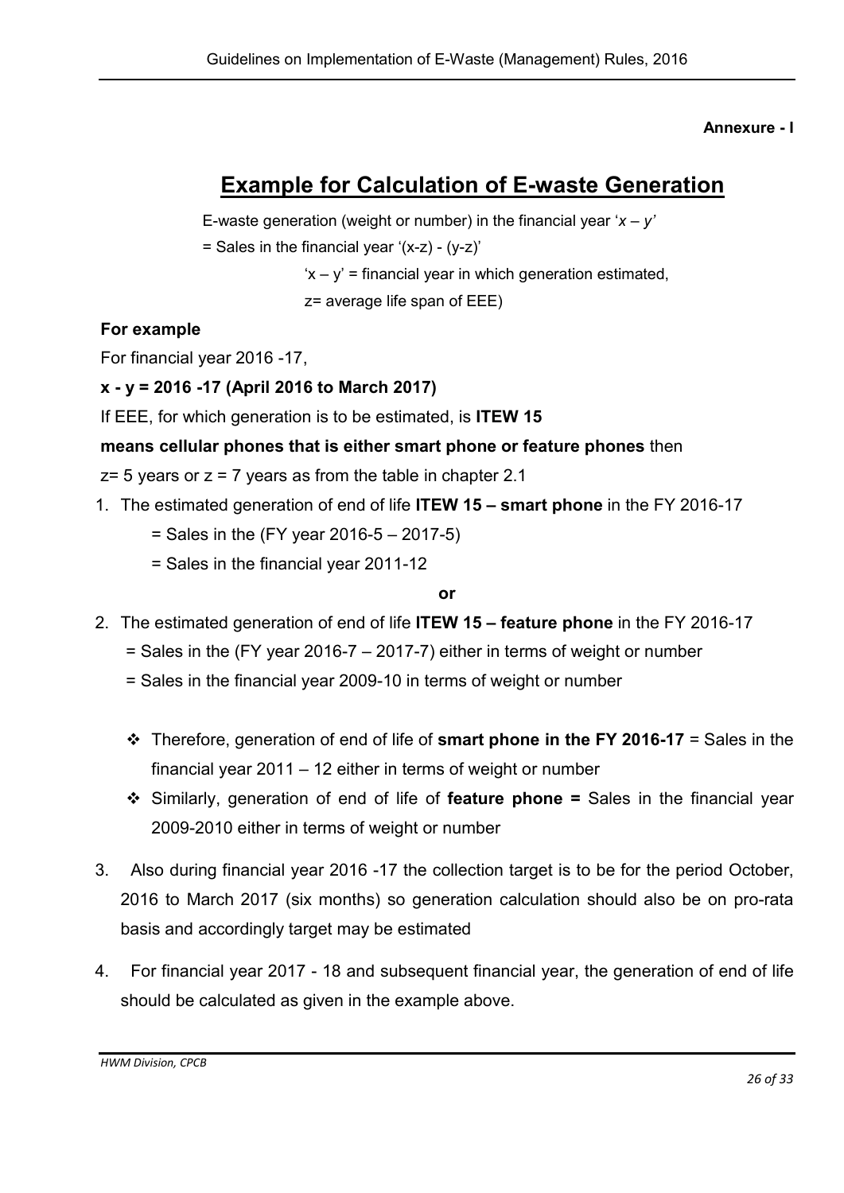**Annexure - I**

# Example for Calculation of E-waste Generation

E-waste generation (weight or number) in the financial year '*x – y'*

= Sales in the financial year '(x-z) - (y-z)'

'x – y' = financial year in which generation estimated,

z= average life span of EEE)

**For example**

For financial year 2016 -17,

**x - y = 2016 -17 (April 2016 to March 2017)**

If EEE, for which generation is to be estimated, is **ITEW 15**

**means cellular phones that is either smart phone or feature phones** then

z= 5 years or z = 7 years as from the table in chapter 2.1

1. The estimated generation of end of life **ITEW 15 – smart phone** in the FY 2016-17
   
   = Sales in the (FY year 2016-5 – 2017-5)
   
   = Sales in the financial year 2011-12

**or**

2. The estimated generation of end of life **ITEW 15 – feature phone** in the FY 2016-17
   
   = Sales in the (FY year 2016-7 – 2017-7) either in terms of weight or number
   
   = Sales in the financial year 2009-10 in terms of weight or number

   - Therefore, generation of end of life of **smart phone in the FY 2016-17** = Sales in the financial year 2011 – 12 either in terms of weight or number
   - Similarly, generation of end of life of **feature phone =** Sales in the financial year 2009-2010 either in terms of weight or number

3. Also during financial year 2016 -17 the collection target is to be for the period October, 2016 to March 2017 (six months) so generation calculation should also be on pro-rata basis and accordingly target may be estimated

4. For financial year 2017 - 18 and subsequent financial year, the generation of end of life should be calculated as given in the example above.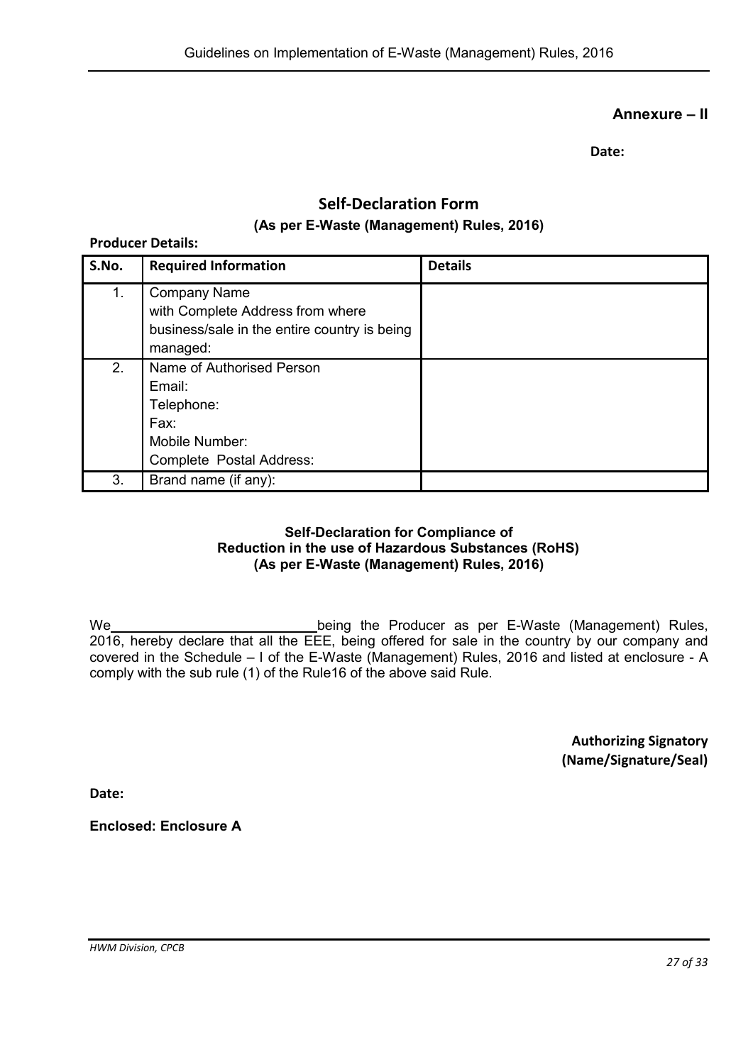**Annexure – II**

**Date:**

## Self-Declaration Form

**(As per E-Waste (Management) Rules, 2016)**

**Producer Details:**

| S.No. | Required Information | Details |
|---|---|---|
| 1. | Company Name<br>with Complete Address from where business/sale in the entire country is being managed: | |
| 2. | Name of Authorised Person<br>Email:<br>Telephone:<br>Fax:<br>Mobile Number:<br>Complete Postal Address: | |
| 3. | Brand name (if any): | |

**Self-Declaration for Compliance of**
**Reduction in the use of Hazardous Substances (RoHS)**
**(As per E-Waste (Management) Rules, 2016)**

We\_\_\_\_\_\_\_\_\_\_\_\_\_\_\_\_\_\_\_\_\_\_\_\_\_\_being the Producer as per E-Waste (Management) Rules, 2016, hereby declare that all the EEE, being offered for sale in the country by our company and covered in the Schedule – I of the E-Waste (Management) Rules, 2016 and listed at enclosure - A comply with the sub rule (1) of the Rule16 of the above said Rule.

**Authorizing Signatory**
**(Name/Signature/Seal)**

**Date:**

**Enclosed: Enclosure A**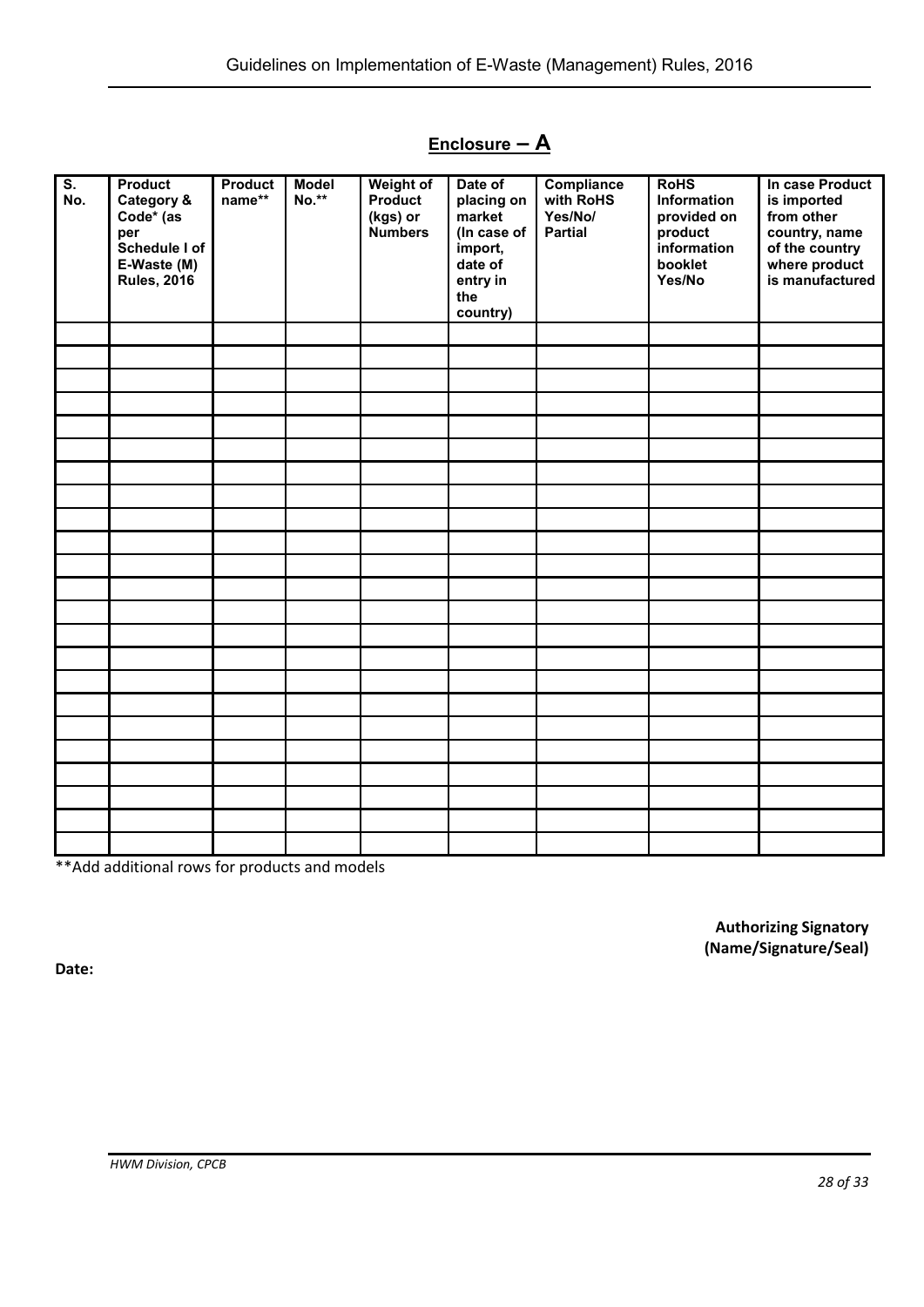## Enclosure – A

| S. No. | Product Category & Code* (as per Schedule I of E-Waste (M) Rules, 2016 | Product name** | Model No.** | Weight of Product (kgs) or Numbers | Date of placing on market (In case of import, date of entry in the country) | Compliance with RoHS Yes/No/ Partial | RoHS Information provided on product information booklet Yes/No | In case Product is imported from other country, name of the country where product is manufactured |
|---|---|---|---|---|---|---|---|---|
| | | | | | | | | |
| | | | | | | | | |
| | | | | | | | | |
| | | | | | | | | |
| | | | | | | | | |
| | | | | | | | | |
| | | | | | | | | |
| | | | | | | | | |
| | | | | | | | | |
| | | | | | | | | |
| | | | | | | | | |
| | | | | | | | | |
| | | | | | | | | |
| | | | | | | | | |
| | | | | | | | | |
| | | | | | | | | |
| | | | | | | | | |
| | | | | | | | | |
| | | | | | | | | |
| | | | | | | | | |
| | | | | | | | | |
| | | | | | | | | |
| | | | | | | | | |

**Add additional rows for products and models

**Authorizing Signatory**
**(Name/Signature/Seal)**

**Date:**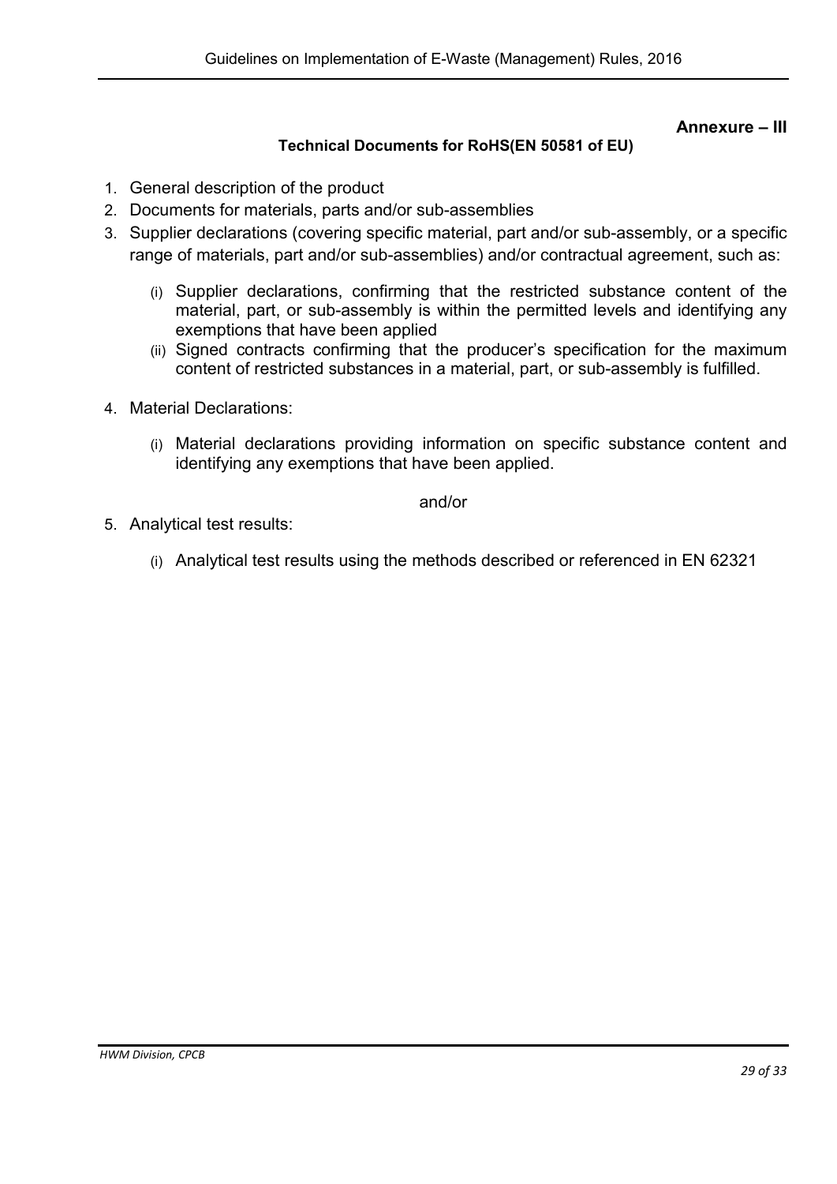**Annexure – III**

### Technical Documents for RoHS(EN 50581 of EU)

1. General description of the product
2. Documents for materials, parts and/or sub-assemblies
3. Supplier declarations (covering specific material, part and/or sub-assembly, or a specific range of materials, part and/or sub-assemblies) and/or contractual agreement, such as:

   (i) Supplier declarations, confirming that the restricted substance content of the material, part, or sub-assembly is within the permitted levels and identifying any exemptions that have been applied

   (ii) Signed contracts confirming that the producer's specification for the maximum content of restricted substances in a material, part, or sub-assembly is fulfilled.

4. Material Declarations:

   (i) Material declarations providing information on specific substance content and identifying any exemptions that have been applied.

and/or

5. Analytical test results:

   (i) Analytical test results using the methods described or referenced in EN 62321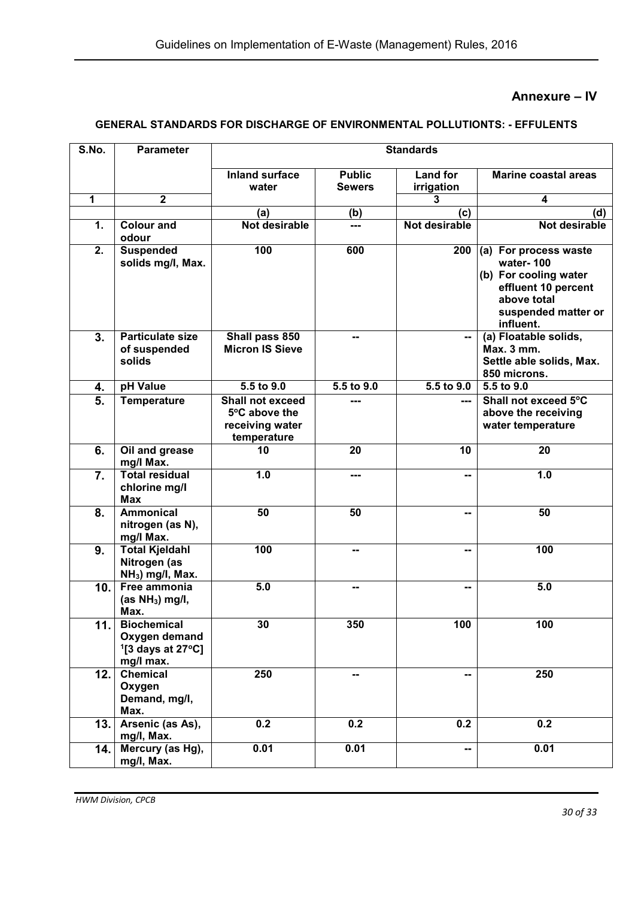## Annexure – IV

### GENERAL STANDARDS FOR DISCHARGE OF ENVIRONMENTAL POLLUTIONTS: - EFFULENTS

| S.No. | Parameter | Standards | | | |
|---|---|---|---|---|---|
| | | Inland surface water | Public Sewers | Land for irrigation | Marine coastal areas |
| 1 | 2 | | | 3 | 4 |
| | | (a) | (b) | (c) | (d) |
| 1. | Colour and odour | Not desirable | --- | Not desirable | Not desirable |
| 2. | Suspended solids mg/l, Max. | 100 | 600 | 200 | (a) For process waste water- 100<br>(b) For cooling water effluent 10 percent above total suspended matter or influent. |
| 3. | Particulate size of suspended solids | Shall pass 850 Micron IS Sieve | -- | -- | (a) Floatable solids, Max. 3 mm.<br>Settle able solids, Max. 850 microns. |
| 4. | pH Value | 5.5 to 9.0 | 5.5 to 9.0 | 5.5 to 9.0 | 5.5 to 9.0 |
| 5. | Temperature | Shall not exceed 5°C above the receiving water temperature | --- | --- | Shall not exceed 5°C above the receiving water temperature |
| 6. | Oil and grease mg/l Max. | 10 | 20 | 10 | 20 |
| 7. | Total residual chlorine mg/l Max | 1.0 | --- | -- | 1.0 |
| 8. | Ammonical nitrogen (as N), mg/l Max. | 50 | 50 | -- | 50 |
| 9. | Total Kjeldahl Nitrogen (as $NH_3$) mg/l, Max. | 100 | -- | -- | 100 |
| 10. | Free ammonia (as $NH_3$) mg/l, Max. | 5.0 | -- | -- | 5.0 |
| 11. | Biochemical Oxygen demand [1][3 days at 27°C] mg/l max. | 30 | 350 | 100 | 100 |
| 12. | Chemical Oxygen Demand, mg/l, Max. | 250 | -- | -- | 250 |
| 13. | Arsenic (as As), mg/l, Max. | 0.2 | 0.2 | 0.2 | 0.2 |
| 14. | Mercury (as Hg), mg/l, Max. | 0.01 | 0.01 | -- | 0.01 |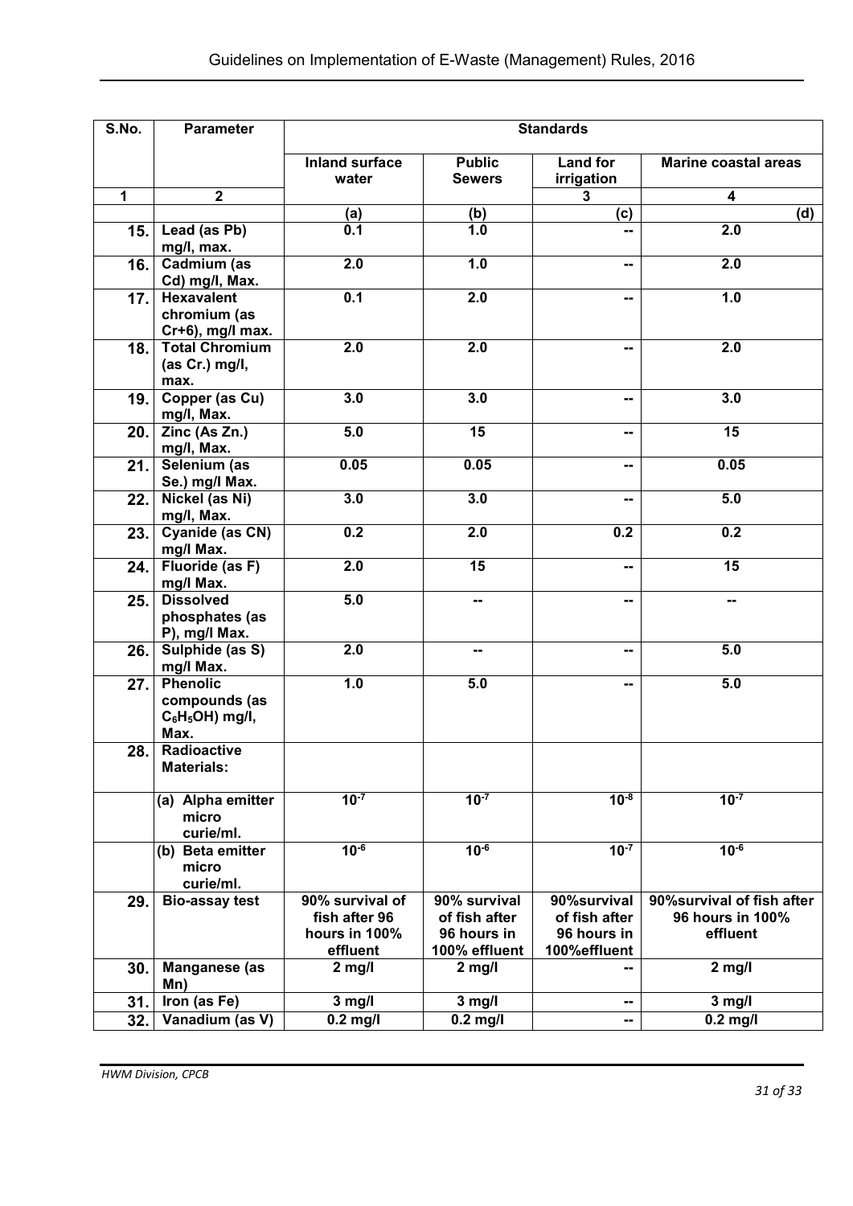| S.No. | Parameter | Standards | | | |
|---|---|---|---|---|---|
| | | Inland surface water | Public Sewers | Land for irrigation | Marine coastal areas |
| 1 | 2 | | | 3 | 4 |
| | | (a) | (b) | (c) | (d) |
| 15. | Lead (as Pb) mg/l, max. | 0.1 | 1.0 | -- | 2.0 |
| 16. | Cadmium (as Cd) mg/l, Max. | 2.0 | 1.0 | -- | 2.0 |
| 17. | Hexavalent chromium (as Cr+6), mg/l max. | 0.1 | 2.0 | -- | 1.0 |
| 18. | Total Chromium (as Cr.) mg/l, max. | 2.0 | 2.0 | -- | 2.0 |
| 19. | Copper (as Cu) mg/l, Max. | 3.0 | 3.0 | -- | 3.0 |
| 20. | Zinc (As Zn.) mg/l, Max. | 5.0 | 15 | -- | 15 |
| 21. | Selenium (as Se.) mg/l Max. | 0.05 | 0.05 | -- | 0.05 |
| 22. | Nickel (as Ni) mg/l, Max. | 3.0 | 3.0 | -- | 5.0 |
| 23. | Cyanide (as CN) mg/l Max. | 0.2 | 2.0 | 0.2 | 0.2 |
| 24. | Fluoride (as F) mg/l Max. | 2.0 | 15 | -- | 15 |
| 25. | Dissolved phosphates (as P), mg/l Max. | 5.0 | -- | -- | -- |
| 26. | Sulphide (as S) mg/l Max. | 2.0 | -- | -- | 5.0 |
| 27. | Phenolic compounds (as $C_6H_5OH$) mg/l, Max. | 1.0 | 5.0 | -- | 5.0 |
| 28. | Radioactive Materials: | | | | |
| | (a) Alpha emitter micro curie/ml. | $10^{-7}$ | $10^{-7}$ | $10^{-8}$ | $10^{-7}$ |
| | (b) Beta emitter micro curie/ml. | $10^{-6}$ | $10^{-6}$ | $10^{-7}$ | $10^{-6}$ |
| 29. | Bio-assay test | 90% survival of fish after 96 hours in 100% effluent | 90% survival of fish after 96 hours in 100% effluent | 90%survival of fish after 96 hours in 100%effluent | 90%survival of fish after 96 hours in 100% effluent |
| 30. | Manganese (as Mn) | 2 mg/l | 2 mg/l | -- | 2 mg/l |
| 31. | Iron (as Fe) | 3 mg/l | 3 mg/l | -- | 3 mg/l |
| 32. | Vanadium (as V) | 0.2 mg/l | 0.2 mg/l | -- | 0.2 mg/l |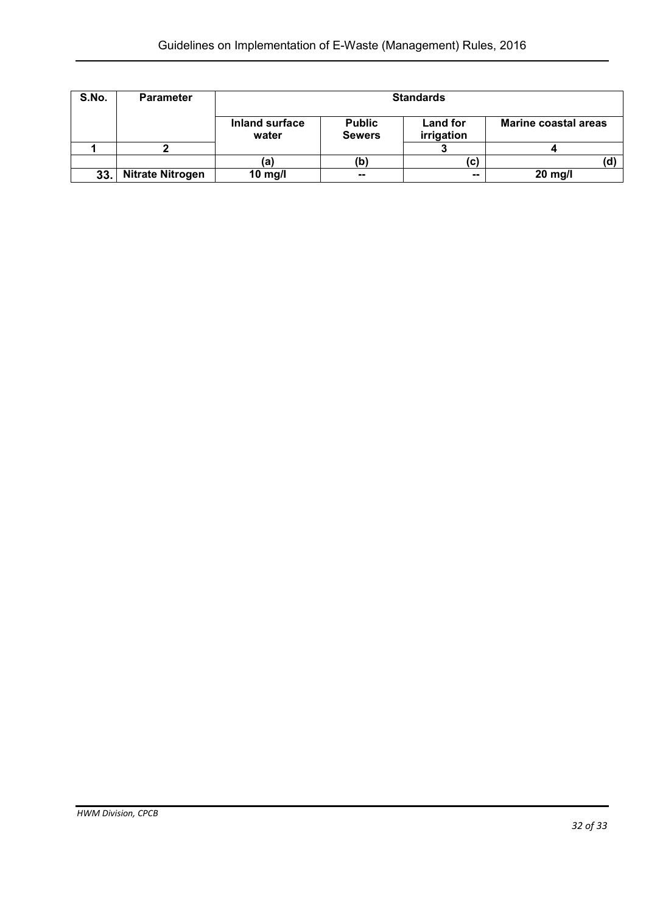| S.No. | Parameter | Standards | | | |
|---|---|---|---|---|---|
| | | Inland surface water | Public Sewers | Land for irrigation | Marine coastal areas |
| 1 | 2 | | | 3 | 4 |
| | | (a) | (b) | (c) | (d) |
| 33. | Nitrate Nitrogen | 10 mg/l | -- | -- | 20 mg/l |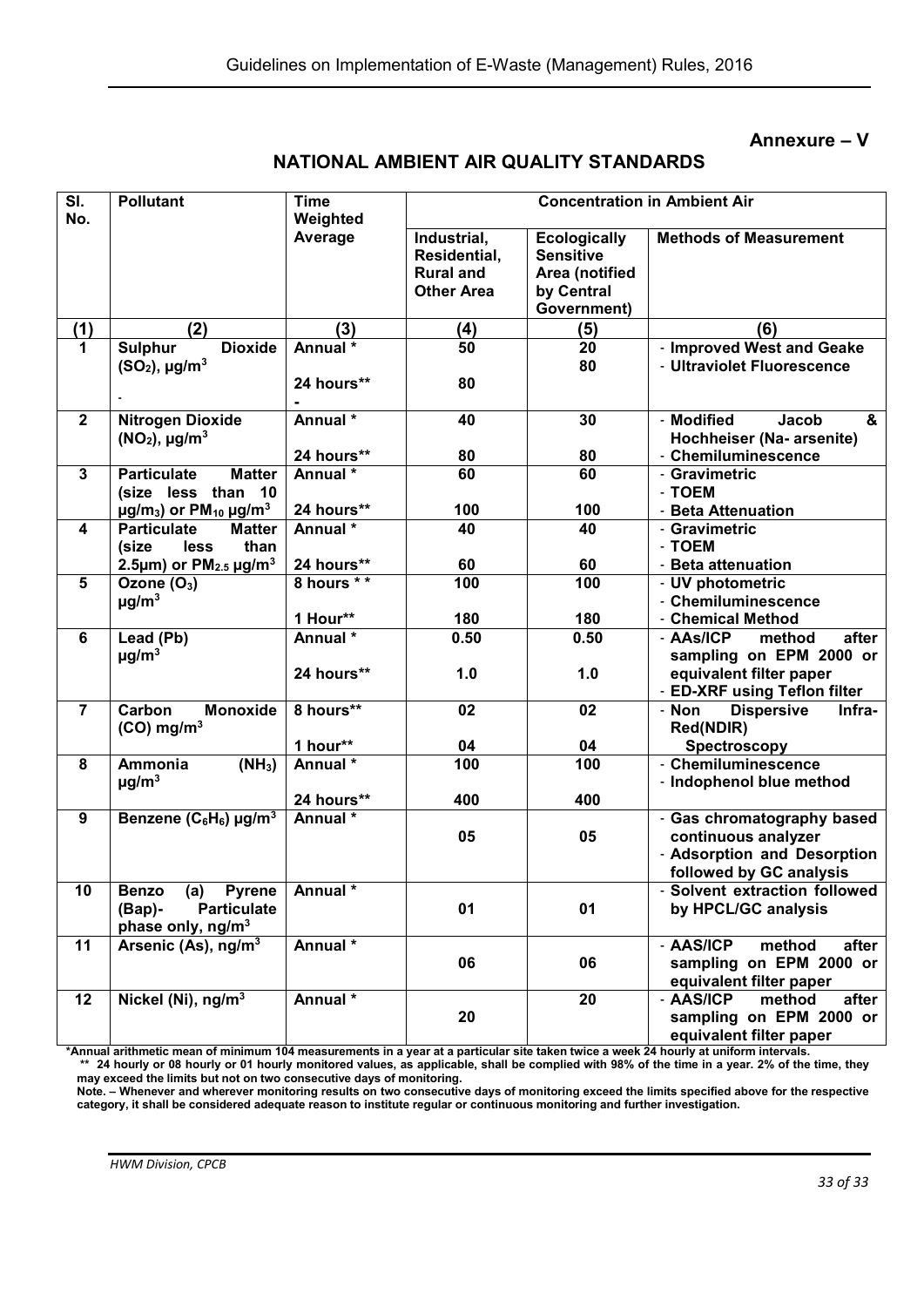**Annexure – V**

## NATIONAL AMBIENT AIR QUALITY STANDARDS

| Sl. No. | Pollutant | Time Weighted Average | Concentration in Ambient Air | | |
|---|---|---|---|---|---|
| | | | Industrial, Residential, Rural and Other Area | Ecologically Sensitive Area (notified by Central Government) | Methods of Measurement |
| (1) | (2) | (3) | (4) | (5) | (6) |
| 1 | Sulphur Dioxide ($SO_2$), µg/m$^3$ | Annual * <br> 24 hours** | 50 <br> 80 | 20 <br> 80 | - Improved West and Geake <br> - Ultraviolet Fluorescence |
| 2 | Nitrogen Dioxide ($NO_2$), µg/m$^3$ | Annual * <br> 24 hours** | 40 <br> 80 | 30 <br> 80 | - Modified Jacob & Hochheiser (Na- arsenite) <br> - Chemiluminescence |
| 3 | Particulate Matter (size less than 10 µg/m$_3$) or $PM_{10}$ µg/m$^3$ | Annual * <br> 24 hours** | 60 <br> 100 | 60 <br> 100 | - Gravimetric <br> - TOEM <br> - Beta Attenuation |
| 4 | Particulate Matter (size less than 2.5µm) or $PM_{2.5}$ µg/m$^3$ | Annual * <br> 24 hours** | 40 <br> 60 | 40 <br> 60 | - Gravimetric <br> - TOEM <br> - Beta attenuation |
| 5 | Ozone ($O_3$) µg/m$^3$ | 8 hours ** <br> 1 Hour** | 100 <br> 180 | 100 <br> 180 | - UV photometric <br> - Chemiluminescence <br> - Chemical Method |
| 6 | Lead (Pb) µg/m$^3$ | Annual * <br> 24 hours** | 0.50 <br> 1.0 | 0.50 <br> 1.0 | - AAs/ICP method after sampling on EPM 2000 or equivalent filter paper <br> - ED-XRF using Teflon filter |
| 7 | Carbon Monoxide (CO) mg/m$^3$ | 8 hours** <br> 1 hour** | 02 <br> 04 | 02 <br> 04 | - Non Dispersive Infra-Red(NDIR) Spectroscopy |
| 8 | Ammonia ($NH_3$) µg/m$^3$ | Annual * <br> 24 hours** | 100 <br> 400 | 100 <br> 400 | - Chemiluminescence <br> - Indophenol blue method |
| 9 | Benzene ($C_6H_6$) µg/m$^3$ | Annual * | 05 | 05 | - Gas chromatography based continuous analyzer <br> - Adsorption and Desorption followed by GC analysis |
| 10 | Benzo (a) Pyrene (Bap)- Particulate phase only, ng/m$^3$ | Annual * | 01 | 01 | - Solvent extraction followed by HPCL/GC analysis |
| 11 | Arsenic (As), ng/m$^3$ | Annual * | 06 | 06 | - AAS/ICP method after sampling on EPM 2000 or equivalent filter paper |
| 12 | Nickel (Ni), ng/m$^3$ | Annual * | 20 | 20 | - AAS/ICP method after sampling on EPM 2000 or equivalent filter paper |

*Annual arithmetic mean of minimum 104 measurements in a year at a particular site taken twice a week 24 hourly at uniform intervals.

** 24 hourly or 08 hourly or 01 hourly monitored values, as applicable, shall be complied with 98% of the time in a year. 2% of the time, they may exceed the limits but not on two consecutive days of monitoring.

Note. – Whenever and wherever monitoring results on two consecutive days of monitoring exceed the limits specified above for the respective category, it shall be considered adequate reason to institute regular or continuous monitoring and further investigation.

*HWM Division, CPCB*